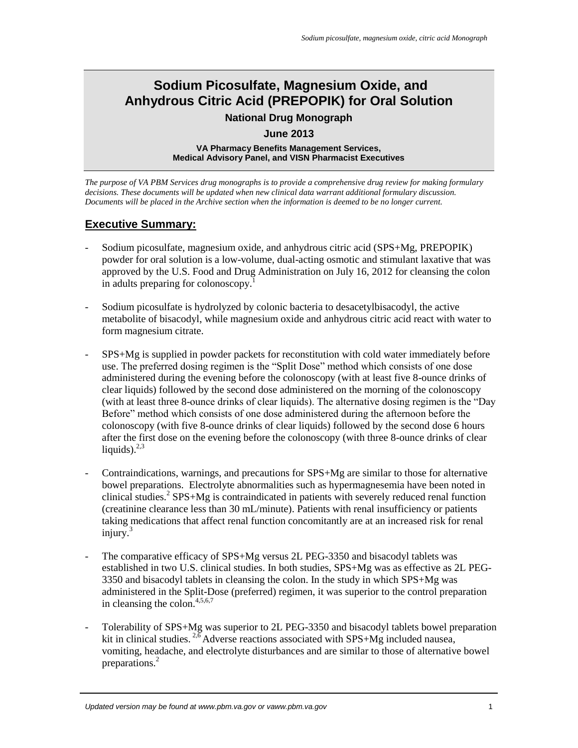# Sodium Picosulfate, Magnesium Oxide, and Anhydrous Citric Acid (PREPOPIK) for Oral Solution

**National Drug Monograph**

**June 2013**

**VA Pharmacy Benefits Management Services, Medical Advisory Panel, and VISN Pharmacist Executives**

*The purpose of VA PBM Services drug monographs is to provide a comprehensive drug review for making formulary decisions. These documents will be updated when new clinical data warrant additional formulary discussion. Documents will be placed in the Archive section when the information is deemed to be no longer current.*

## Executive Summary:

- Sodium picosulfate, magnesium oxide, and anhydrous citric acid (SPS+Mg, PREPOPIK) powder for oral solution is a low-volume, dual-acting osmotic and stimulant laxative that was approved by the U.S. Food and Drug Administration on July 16, 2012 for cleansing the colon in adults preparing for colonoscopy.[1]

- Sodium picosulfate is hydrolyzed by colonic bacteria to desacetylbisacodyl, the active metabolite of bisacodyl, while magnesium oxide and anhydrous citric acid react with water to form magnesium citrate.

- SPS+Mg is supplied in powder packets for reconstitution with cold water immediately before use. The preferred dosing regimen is the "Split Dose" method which consists of one dose administered during the evening before the colonoscopy (with at least five 8-ounce drinks of clear liquids) followed by the second dose administered on the morning of the colonoscopy (with at least three 8-ounce drinks of clear liquids). The alternative dosing regimen is the "Day Before" method which consists of one dose administered during the afternoon before the colonoscopy (with five 8-ounce drinks of clear liquids) followed by the second dose 6 hours after the first dose on the evening before the colonoscopy (with three 8-ounce drinks of clear liquids).[2,3]

- Contraindications, warnings, and precautions for SPS+Mg are similar to those for alternative bowel preparations. Electrolyte abnormalities such as hypermagnesemia have been noted in clinical studies.[2] SPS+Mg is contraindicated in patients with severely reduced renal function (creatinine clearance less than 30 mL/minute). Patients with renal insufficiency or patients taking medications that affect renal function concomitantly are at an increased risk for renal injury.[3]

- The comparative efficacy of SPS+Mg versus 2L PEG-3350 and bisacodyl tablets was established in two U.S. clinical studies. In both studies, SPS+Mg was as effective as 2L PEG-3350 and bisacodyl tablets in cleansing the colon. In the study in which SPS+Mg was administered in the Split-Dose (preferred) regimen, it was superior to the control preparation in cleansing the colon.[4,5,6,7]

- Tolerability of SPS+Mg was superior to 2L PEG-3350 and bisacodyl tablets bowel preparation kit in clinical studies.[2,6] Adverse reactions associated with SPS+Mg included nausea, vomiting, headache, and electrolyte disturbances and are similar to those of alternative bowel preparations.[2]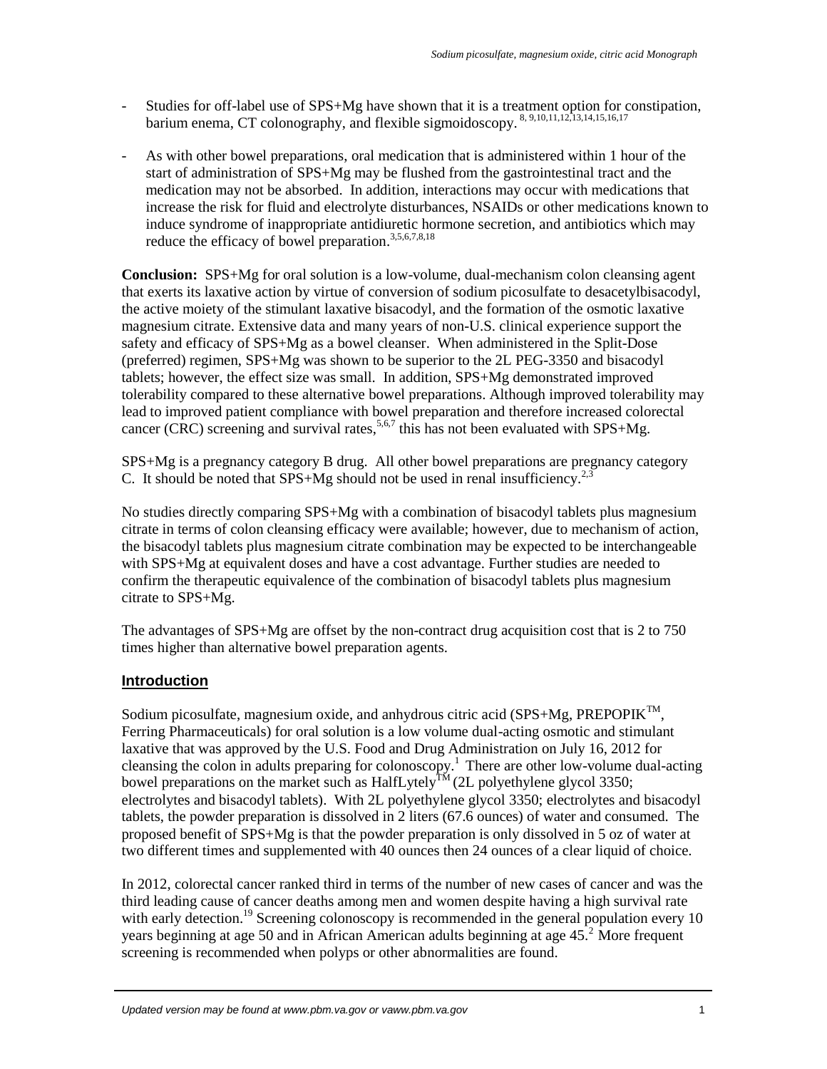- Studies for off-label use of SPS+Mg have shown that it is a treatment option for constipation, barium enema, CT colonography, and flexible sigmoidoscopy.[8, 9,10,11,12,13,14,15,16,17]

- As with other bowel preparations, oral medication that is administered within 1 hour of the start of administration of SPS+Mg may be flushed from the gastrointestinal tract and the medication may not be absorbed. In addition, interactions may occur with medications that increase the risk for fluid and electrolyte disturbances, NSAIDs or other medications known to induce syndrome of inappropriate antidiuretic hormone secretion, and antibiotics which may reduce the efficacy of bowel preparation.[3,5,6,7,8,18]

**Conclusion:** SPS+Mg for oral solution is a low-volume, dual-mechanism colon cleansing agent that exerts its laxative action by virtue of conversion of sodium picosulfate to desacetylbisacodyl, the active moiety of the stimulant laxative bisacodyl, and the formation of the osmotic laxative magnesium citrate. Extensive data and many years of non-U.S. clinical experience support the safety and efficacy of SPS+Mg as a bowel cleanser. When administered in the Split-Dose (preferred) regimen, SPS+Mg was shown to be superior to the 2L PEG-3350 and bisacodyl tablets; however, the effect size was small. In addition, SPS+Mg demonstrated improved tolerability compared to these alternative bowel preparations. Although improved tolerability may lead to improved patient compliance with bowel preparation and therefore increased colorectal cancer (CRC) screening and survival rates,[5,6,7] this has not been evaluated with SPS+Mg.

SPS+Mg is a pregnancy category B drug. All other bowel preparations are pregnancy category C. It should be noted that SPS+Mg should not be used in renal insufficiency.[2,3]

No studies directly comparing SPS+Mg with a combination of bisacodyl tablets plus magnesium citrate in terms of colon cleansing efficacy were available; however, due to mechanism of action, the bisacodyl tablets plus magnesium citrate combination may be expected to be interchangeable with SPS+Mg at equivalent doses and have a cost advantage. Further studies are needed to confirm the therapeutic equivalence of the combination of bisacodyl tablets plus magnesium citrate to SPS+Mg.

The advantages of SPS+Mg are offset by the non-contract drug acquisition cost that is 2 to 750 times higher than alternative bowel preparation agents.

## Introduction

Sodium picosulfate, magnesium oxide, and anhydrous citric acid (SPS+Mg, PREPOPIK™, Ferring Pharmaceuticals) for oral solution is a low volume dual-acting osmotic and stimulant laxative that was approved by the U.S. Food and Drug Administration on July 16, 2012 for cleansing the colon in adults preparing for colonoscopy.[1] There are other low-volume dual-acting bowel preparations on the market such as HalfLytely™ (2L polyethylene glycol 3350; electrolytes and bisacodyl tablets). With 2L polyethylene glycol 3350; electrolytes and bisacodyl tablets, the powder preparation is dissolved in 2 liters (67.6 ounces) of water and consumed. The proposed benefit of SPS+Mg is that the powder preparation is only dissolved in 5 oz of water at two different times and supplemented with 40 ounces then 24 ounces of a clear liquid of choice.

In 2012, colorectal cancer ranked third in terms of the number of new cases of cancer and was the third leading cause of cancer deaths among men and women despite having a high survival rate with early detection.[19] Screening colonoscopy is recommended in the general population every 10 years beginning at age 50 and in African American adults beginning at age 45.[2] More frequent screening is recommended when polyps or other abnormalities are found.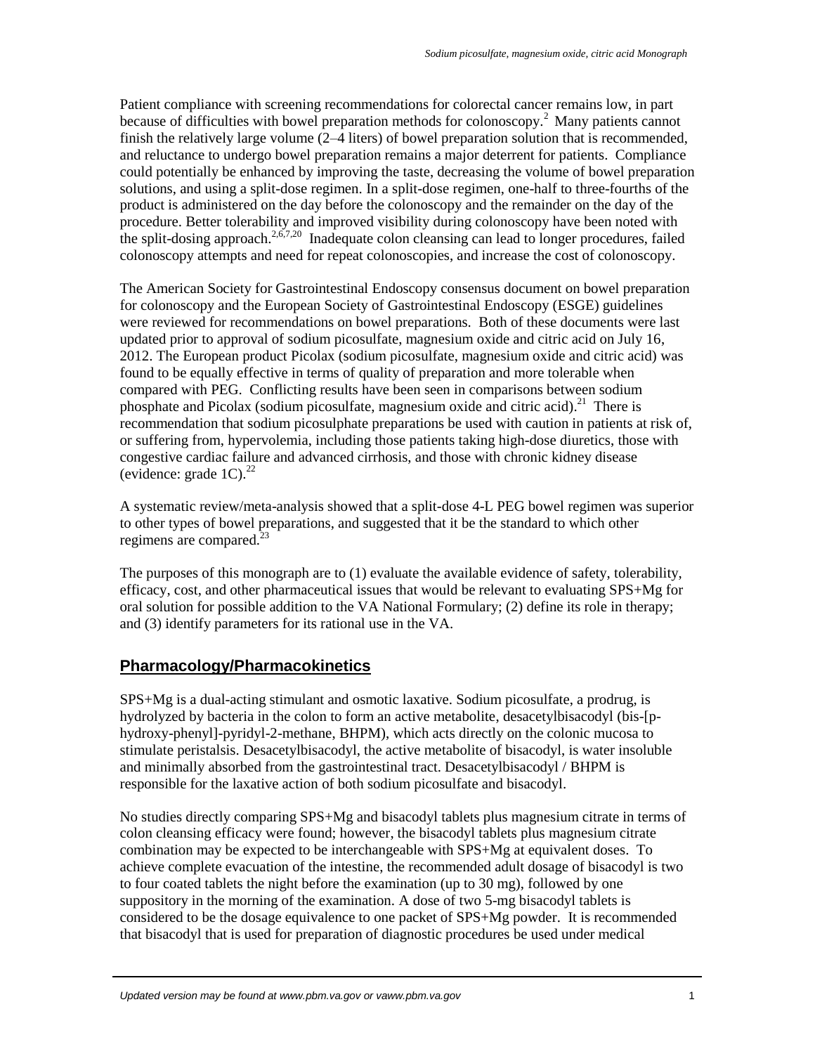Patient compliance with screening recommendations for colorectal cancer remains low, in part because of difficulties with bowel preparation methods for colonoscopy.[2] Many patients cannot finish the relatively large volume (2–4 liters) of bowel preparation solution that is recommended, and reluctance to undergo bowel preparation remains a major deterrent for patients. Compliance could potentially be enhanced by improving the taste, decreasing the volume of bowel preparation solutions, and using a split-dose regimen. In a split-dose regimen, one-half to three-fourths of the product is administered on the day before the colonoscopy and the remainder on the day of the procedure. Better tolerability and improved visibility during colonoscopy have been noted with the split-dosing approach.[2,6,7,20] Inadequate colon cleansing can lead to longer procedures, failed colonoscopy attempts and need for repeat colonoscopies, and increase the cost of colonoscopy.

The American Society for Gastrointestinal Endoscopy consensus document on bowel preparation for colonoscopy and the European Society of Gastrointestinal Endoscopy (ESGE) guidelines were reviewed for recommendations on bowel preparations. Both of these documents were last updated prior to approval of sodium picosulfate, magnesium oxide and citric acid on July 16, 2012. The European product Picolax (sodium picosulfate, magnesium oxide and citric acid) was found to be equally effective in terms of quality of preparation and more tolerable when compared with PEG. Conflicting results have been seen in comparisons between sodium phosphate and Picolax (sodium picosulfate, magnesium oxide and citric acid).[21] There is recommendation that sodium picosulphate preparations be used with caution in patients at risk of, or suffering from, hypervolemia, including those patients taking high-dose diuretics, those with congestive cardiac failure and advanced cirrhosis, and those with chronic kidney disease (evidence: grade 1C).[22]

A systematic review/meta-analysis showed that a split-dose 4-L PEG bowel regimen was superior to other types of bowel preparations, and suggested that it be the standard to which other regimens are compared.[23]

The purposes of this monograph are to (1) evaluate the available evidence of safety, tolerability, efficacy, cost, and other pharmaceutical issues that would be relevant to evaluating SPS+Mg for oral solution for possible addition to the VA National Formulary; (2) define its role in therapy; and (3) identify parameters for its rational use in the VA.

## Pharmacology/Pharmacokinetics

SPS+Mg is a dual-acting stimulant and osmotic laxative. Sodium picosulfate, a prodrug, is hydrolyzed by bacteria in the colon to form an active metabolite, desacetylbisacodyl (bis-[p-hydroxy-phenyl]-pyridyl-2-methane, BHPM), which acts directly on the colonic mucosa to stimulate peristalsis. Desacetylbisacodyl, the active metabolite of bisacodyl, is water insoluble and minimally absorbed from the gastrointestinal tract. Desacetylbisacodyl / BHPM is responsible for the laxative action of both sodium picosulfate and bisacodyl.

No studies directly comparing SPS+Mg and bisacodyl tablets plus magnesium citrate in terms of colon cleansing efficacy were found; however, the bisacodyl tablets plus magnesium citrate combination may be expected to be interchangeable with SPS+Mg at equivalent doses. To achieve complete evacuation of the intestine, the recommended adult dosage of bisacodyl is two to four coated tablets the night before the examination (up to 30 mg), followed by one suppository in the morning of the examination. A dose of two 5-mg bisacodyl tablets is considered to be the dosage equivalence to one packet of SPS+Mg powder. It is recommended that bisacodyl that is used for preparation of diagnostic procedures be used under medical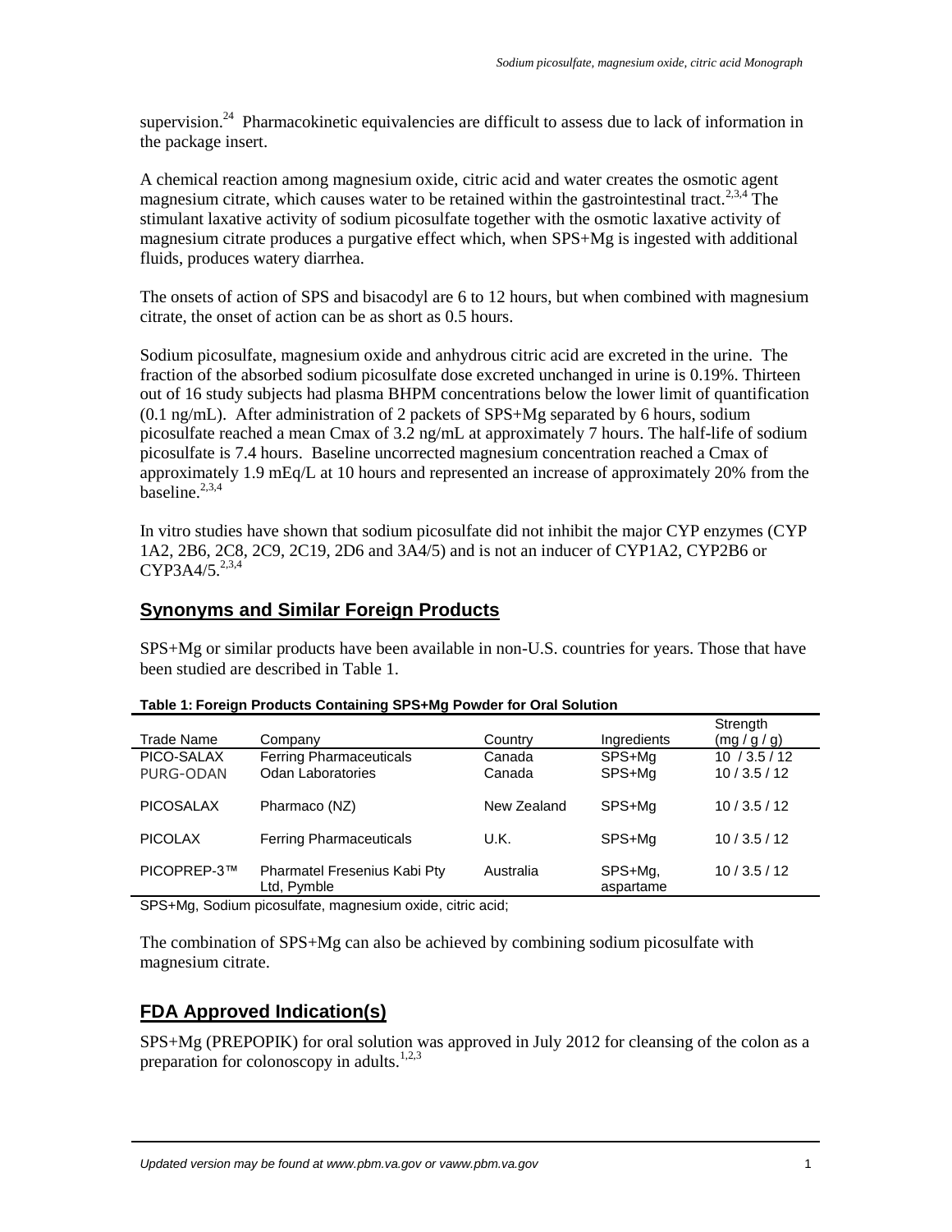supervision.[24] Pharmacokinetic equivalencies are difficult to assess due to lack of information in the package insert.

A chemical reaction among magnesium oxide, citric acid and water creates the osmotic agent magnesium citrate, which causes water to be retained within the gastrointestinal tract.[2,3,4] The stimulant laxative activity of sodium picosulfate together with the osmotic laxative activity of magnesium citrate produces a purgative effect which, when SPS+Mg is ingested with additional fluids, produces watery diarrhea.

The onsets of action of SPS and bisacodyl are 6 to 12 hours, but when combined with magnesium citrate, the onset of action can be as short as 0.5 hours.

Sodium picosulfate, magnesium oxide and anhydrous citric acid are excreted in the urine. The fraction of the absorbed sodium picosulfate dose excreted unchanged in urine is 0.19%. Thirteen out of 16 study subjects had plasma BHPM concentrations below the lower limit of quantification (0.1 ng/mL). After administration of 2 packets of SPS+Mg separated by 6 hours, sodium picosulfate reached a mean Cmax of 3.2 ng/mL at approximately 7 hours. The half-life of sodium picosulfate is 7.4 hours. Baseline uncorrected magnesium concentration reached a Cmax of approximately 1.9 mEq/L at 10 hours and represented an increase of approximately 20% from the baseline.[2,3,4]

In vitro studies have shown that sodium picosulfate did not inhibit the major CYP enzymes (CYP 1A2, 2B6, 2C8, 2C9, 2C19, 2D6 and 3A4/5) and is not an inducer of CYP1A2, CYP2B6 or CYP3A4/5.[2,3,4]

## Synonyms and Similar Foreign Products

SPS+Mg or similar products have been available in non-U.S. countries for years. Those that have been studied are described in Table 1.

**Table 1: Foreign Products Containing SPS+Mg Powder for Oral Solution**

| Trade Name | Company | Country | Ingredients | Strength (mg / g / g) |
|---|---|---|---|---|
| PICO-SALAX | Ferring Pharmaceuticals | Canada | SPS+Mg | 10 / 3.5 / 12 |
| PURG-ODAN | Odan Laboratories | Canada | SPS+Mg | 10 / 3.5 / 12 |
| PICOSALAX | Pharmaco (NZ) | New Zealand | SPS+Mg | 10 / 3.5 / 12 |
| PICOLAX | Ferring Pharmaceuticals | U.K. | SPS+Mg | 10 / 3.5 / 12 |
| PICOPREP-3™ | Pharmatel Fresenius Kabi Pty Ltd, Pymble | Australia | SPS+Mg, aspartame | 10 / 3.5 / 12 |

SPS+Mg, Sodium picosulfate, magnesium oxide, citric acid;

The combination of SPS+Mg can also be achieved by combining sodium picosulfate with magnesium citrate.

## FDA Approved Indication(s)

SPS+Mg (PREPOPIK) for oral solution was approved in July 2012 for cleansing of the colon as a preparation for colonoscopy in adults.[1,2,3]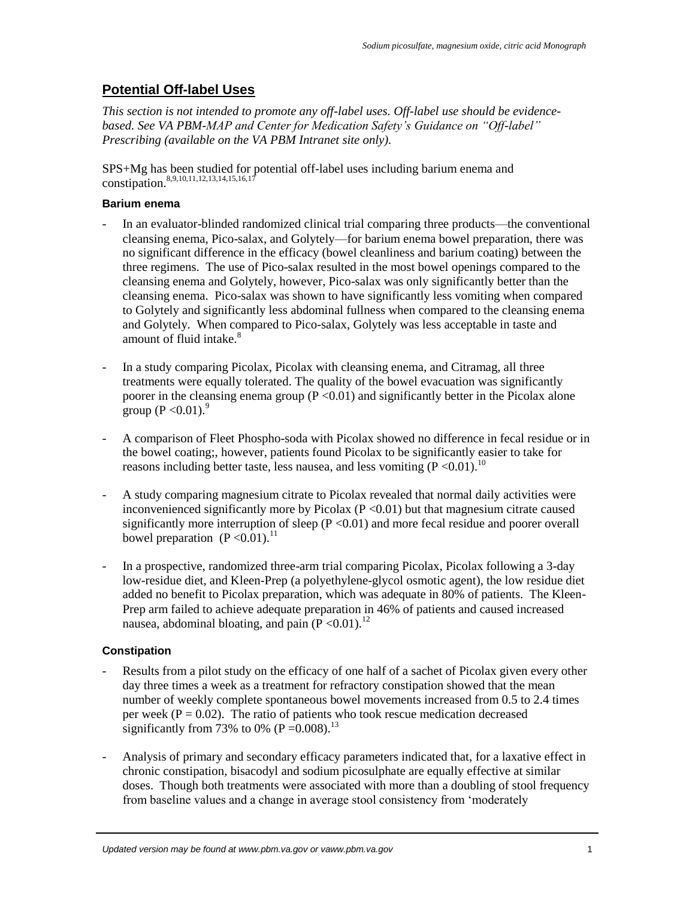## Potential Off-label Uses

*This section is not intended to promote any off-label uses. Off-label use should be evidence-based. See VA PBM-MAP and Center for Medication Safety's Guidance on "Off-label" Prescribing (available on the VA PBM Intranet site only).*

SPS+Mg has been studied for potential off-label uses including barium enema and constipation.[8,9,10,11,12,13,14,15,16,17]

### Barium enema

- In an evaluator-blinded randomized clinical trial comparing three products—the conventional cleansing enema, Pico-salax, and Golytely—for barium enema bowel preparation, there was no significant difference in the efficacy (bowel cleanliness and barium coating) between the three regimens. The use of Pico-salax resulted in the most bowel openings compared to the cleansing enema and Golytely, however, Pico-salax was only significantly better than the cleansing enema. Pico-salax was shown to have significantly less vomiting when compared to Golytely and significantly less abdominal fullness when compared to the cleansing enema and Golytely. When compared to Pico-salax, Golytely was less acceptable in taste and amount of fluid intake.[8]

- In a study comparing Picolax, Picolax with cleansing enema, and Citramag, all three treatments were equally tolerated. The quality of the bowel evacuation was significantly poorer in the cleansing enema group ($P < 0.01$) and significantly better in the Picolax alone group ($P < 0.01$).[9]

- A comparison of Fleet Phospho-soda with Picolax showed no difference in fecal residue or in the bowel coating;, however, patients found Picolax to be significantly easier to take for reasons including better taste, less nausea, and less vomiting ($P < 0.01$).[10]

- A study comparing magnesium citrate to Picolax revealed that normal daily activities were inconvenienced significantly more by Picolax ($P < 0.01$) but that magnesium citrate caused significantly more interruption of sleep ($P < 0.01$) and more fecal residue and poorer overall bowel preparation ($P < 0.01$).[11]

- In a prospective, randomized three-arm trial comparing Picolax, Picolax following a 3-day low-residue diet, and Kleen-Prep (a polyethylene-glycol osmotic agent), the low residue diet added no benefit to Picolax preparation, which was adequate in 80% of patients. The Kleen-Prep arm failed to achieve adequate preparation in 46% of patients and caused increased nausea, abdominal bloating, and pain ($P < 0.01$).[12]

### Constipation

- Results from a pilot study on the efficacy of one half of a sachet of Picolax given every other day three times a week as a treatment for refractory constipation showed that the mean number of weekly complete spontaneous bowel movements increased from 0.5 to 2.4 times per week ($P = 0.02$). The ratio of patients who took rescue medication decreased significantly from 73% to 0% ($P = 0.008$).[13]

- Analysis of primary and secondary efficacy parameters indicated that, for a laxative effect in chronic constipation, bisacodyl and sodium picosulphate are equally effective at similar doses. Though both treatments were associated with more than a doubling of stool frequency from baseline values and a change in average stool consistency from 'moderately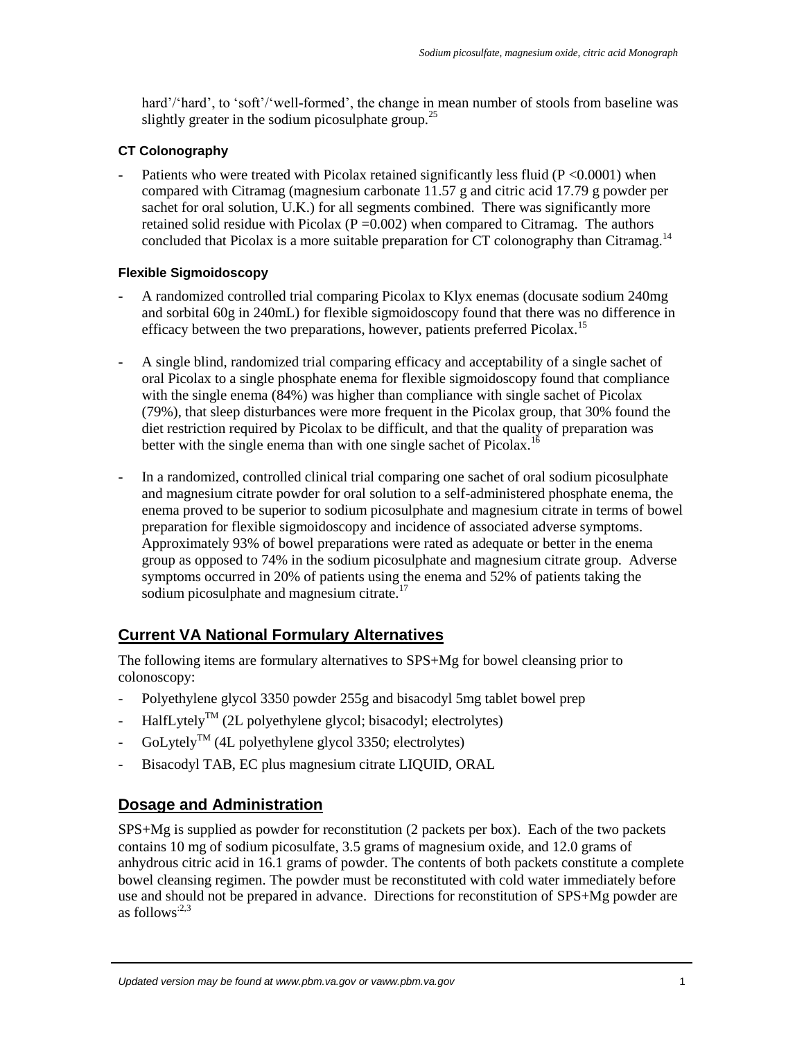hard'/'hard', to 'soft'/'well-formed', the change in mean number of stools from baseline was slightly greater in the sodium picosulphate group.[25]

#### CT Colonography

- Patients who were treated with Picolax retained significantly less fluid ($P < 0.0001$) when compared with Citramag (magnesium carbonate 11.57 g and citric acid 17.79 g powder per sachet for oral solution, U.K.) for all segments combined. There was significantly more retained solid residue with Picolax ($P = 0.002$) when compared to Citramag. The authors concluded that Picolax is a more suitable preparation for CT colonography than Citramag.[14]

#### Flexible Sigmoidoscopy

- A randomized controlled trial comparing Picolax to Klyx enemas (docusate sodium 240mg and sorbital 60g in 240mL) for flexible sigmoidoscopy found that there was no difference in efficacy between the two preparations, however, patients preferred Picolax.[15]

- A single blind, randomized trial comparing efficacy and acceptability of a single sachet of oral Picolax to a single phosphate enema for flexible sigmoidoscopy found that compliance with the single enema (84%) was higher than compliance with single sachet of Picolax (79%), that sleep disturbances were more frequent in the Picolax group, that 30% found the diet restriction required by Picolax to be difficult, and that the quality of preparation was better with the single enema than with one single sachet of Picolax.[16]

- In a randomized, controlled clinical trial comparing one sachet of oral sodium picosulphate and magnesium citrate powder for oral solution to a self-administered phosphate enema, the enema proved to be superior to sodium picosulphate and magnesium citrate in terms of bowel preparation for flexible sigmoidoscopy and incidence of associated adverse symptoms. Approximately 93% of bowel preparations were rated as adequate or better in the enema group as opposed to 74% in the sodium picosulphate and magnesium citrate group. Adverse symptoms occurred in 20% of patients using the enema and 52% of patients taking the sodium picosulphate and magnesium citrate.[17]

## Current VA National Formulary Alternatives

The following items are formulary alternatives to SPS+Mg for bowel cleansing prior to colonoscopy:

- Polyethylene glycol 3350 powder 255g and bisacodyl 5mg tablet bowel prep
- HalfLytely™ (2L polyethylene glycol; bisacodyl; electrolytes)
- GoLytely™ (4L polyethylene glycol 3350; electrolytes)
- Bisacodyl TAB, EC plus magnesium citrate LIQUID, ORAL

## Dosage and Administration

SPS+Mg is supplied as powder for reconstitution (2 packets per box). Each of the two packets contains 10 mg of sodium picosulfate, 3.5 grams of magnesium oxide, and 12.0 grams of anhydrous citric acid in 16.1 grams of powder. The contents of both packets constitute a complete bowel cleansing regimen. The powder must be reconstituted with cold water immediately before use and should not be prepared in advance. Directions for reconstitution of SPS+Mg powder are as follows:[2,3]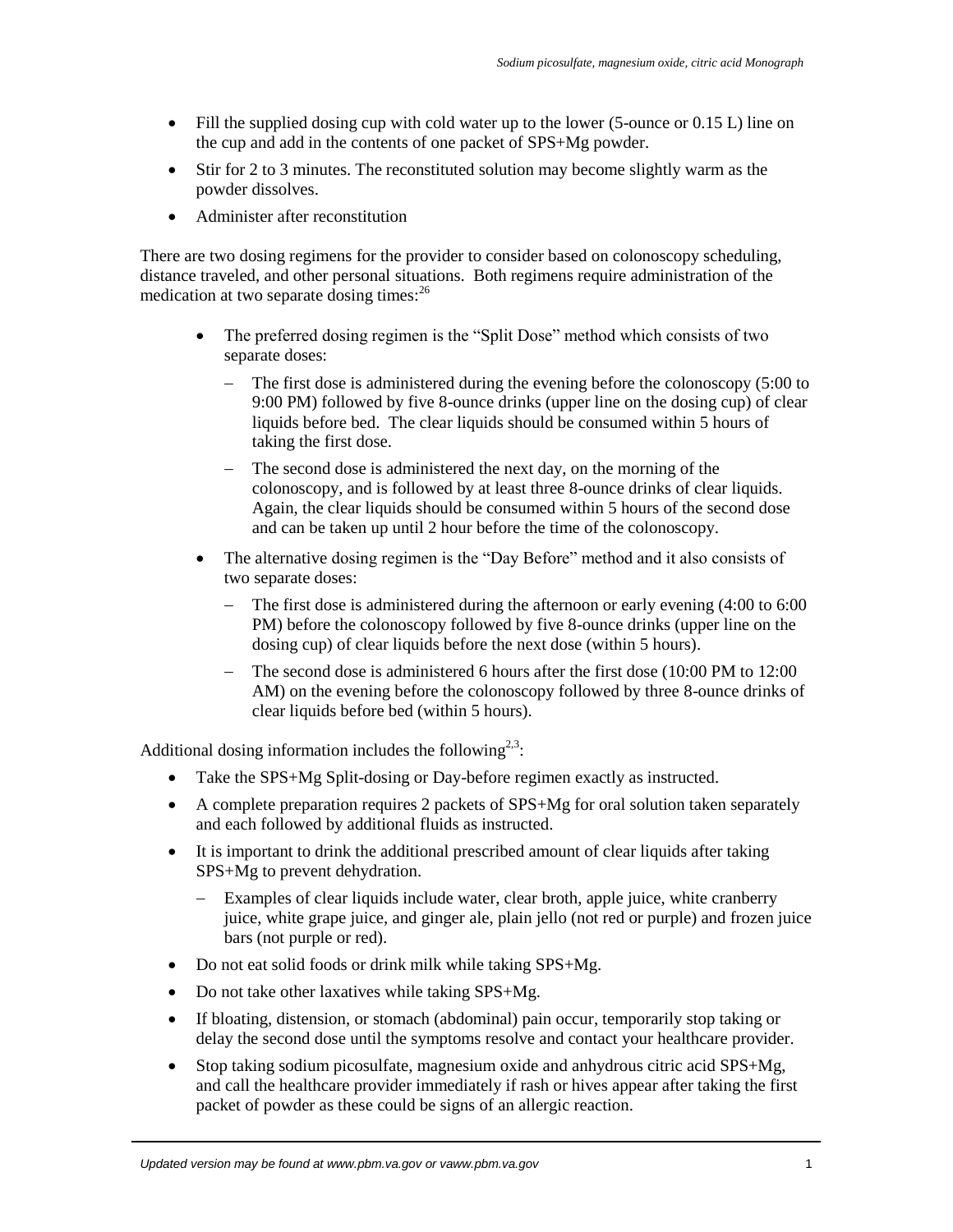- Fill the supplied dosing cup with cold water up to the lower (5-ounce or 0.15 L) line on the cup and add in the contents of one packet of SPS+Mg powder.
- Stir for 2 to 3 minutes. The reconstituted solution may become slightly warm as the powder dissolves.
- Administer after reconstitution

There are two dosing regimens for the provider to consider based on colonoscopy scheduling, distance traveled, and other personal situations. Both regimens require administration of the medication at two separate dosing times:[26]

- The preferred dosing regimen is the "Split Dose" method which consists of two separate doses:
  - The first dose is administered during the evening before the colonoscopy (5:00 to 9:00 PM) followed by five 8-ounce drinks (upper line on the dosing cup) of clear liquids before bed. The clear liquids should be consumed within 5 hours of taking the first dose.
  - The second dose is administered the next day, on the morning of the colonoscopy, and is followed by at least three 8-ounce drinks of clear liquids. Again, the clear liquids should be consumed within 5 hours of the second dose and can be taken up until 2 hour before the time of the colonoscopy.
- The alternative dosing regimen is the "Day Before" method and it also consists of two separate doses:
  - The first dose is administered during the afternoon or early evening (4:00 to 6:00 PM) before the colonoscopy followed by five 8-ounce drinks (upper line on the dosing cup) of clear liquids before the next dose (within 5 hours).
  - The second dose is administered 6 hours after the first dose (10:00 PM to 12:00 AM) on the evening before the colonoscopy followed by three 8-ounce drinks of clear liquids before bed (within 5 hours).

Additional dosing information includes the following[2,3]:

- Take the SPS+Mg Split-dosing or Day-before regimen exactly as instructed.
- A complete preparation requires 2 packets of SPS+Mg for oral solution taken separately and each followed by additional fluids as instructed.
- It is important to drink the additional prescribed amount of clear liquids after taking SPS+Mg to prevent dehydration.
  - Examples of clear liquids include water, clear broth, apple juice, white cranberry juice, white grape juice, and ginger ale, plain jello (not red or purple) and frozen juice bars (not purple or red).
- Do not eat solid foods or drink milk while taking SPS+Mg.
- Do not take other laxatives while taking SPS+Mg.
- If bloating, distension, or stomach (abdominal) pain occur, temporarily stop taking or delay the second dose until the symptoms resolve and contact your healthcare provider.
- Stop taking sodium picosulfate, magnesium oxide and anhydrous citric acid SPS+Mg, and call the healthcare provider immediately if rash or hives appear after taking the first packet of powder as these could be signs of an allergic reaction.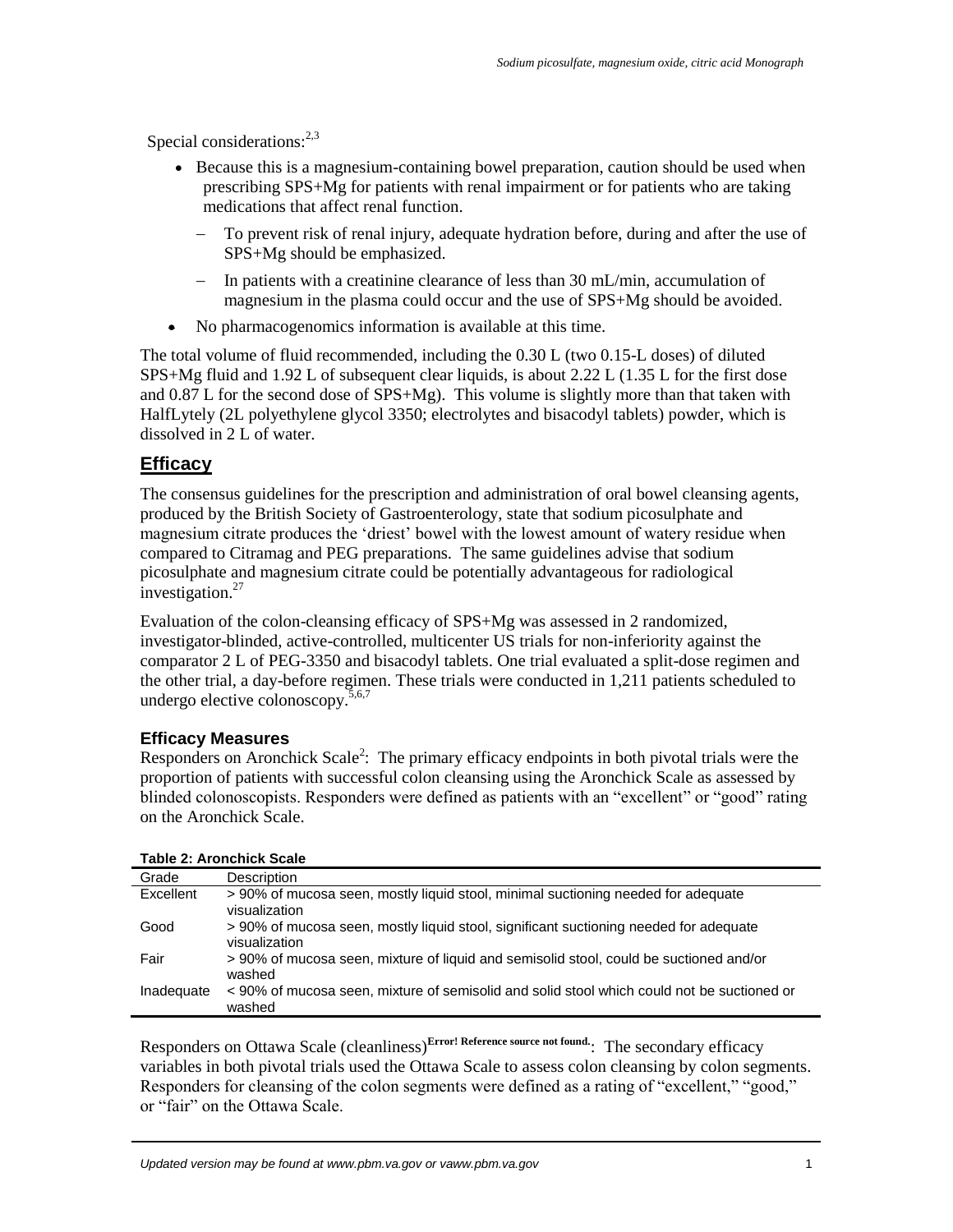Special considerations:[2,3]

- Because this is a magnesium-containing bowel preparation, caution should be used when prescribing SPS+Mg for patients with renal impairment or for patients who are taking medications that affect renal function.
  - To prevent risk of renal injury, adequate hydration before, during and after the use of SPS+Mg should be emphasized.
  - In patients with a creatinine clearance of less than 30 mL/min, accumulation of magnesium in the plasma could occur and the use of SPS+Mg should be avoided.
- No pharmacogenomics information is available at this time.

The total volume of fluid recommended, including the 0.30 L (two 0.15-L doses) of diluted SPS+Mg fluid and 1.92 L of subsequent clear liquids, is about 2.22 L (1.35 L for the first dose and 0.87 L for the second dose of SPS+Mg). This volume is slightly more than that taken with HalfLytely (2L polyethylene glycol 3350; electrolytes and bisacodyl tablets) powder, which is dissolved in 2 L of water.

## Efficacy

The consensus guidelines for the prescription and administration of oral bowel cleansing agents, produced by the British Society of Gastroenterology, state that sodium picosulphate and magnesium citrate produces the 'driest' bowel with the lowest amount of watery residue when compared to Citramag and PEG preparations. The same guidelines advise that sodium picosulphate and magnesium citrate could be potentially advantageous for radiological investigation.[27]

Evaluation of the colon-cleansing efficacy of SPS+Mg was assessed in 2 randomized, investigator-blinded, active-controlled, multicenter US trials for non-inferiority against the comparator 2 L of PEG-3350 and bisacodyl tablets. One trial evaluated a split-dose regimen and the other trial, a day-before regimen. These trials were conducted in 1,211 patients scheduled to undergo elective colonoscopy.[5,6,7]

### Efficacy Measures

Responders on Aronchick Scale[2]: The primary efficacy endpoints in both pivotal trials were the proportion of patients with successful colon cleansing using the Aronchick Scale as assessed by blinded colonoscopists. Responders were defined as patients with an "excellent" or "good" rating on the Aronchick Scale.

**Table 2: Aronchick Scale**

| Grade | Description |
|---|---|
| Excellent | > 90% of mucosa seen, mostly liquid stool, minimal suctioning needed for adequate visualization |
| Good | > 90% of mucosa seen, mostly liquid stool, significant suctioning needed for adequate visualization |
| Fair | > 90% of mucosa seen, mixture of liquid and semisolid stool, could be suctioned and/or washed |
| Inadequate | < 90% of mucosa seen, mixture of semisolid and solid stool which could not be suctioned or washed |

Responders on Ottawa Scale (cleanliness)[Error! Reference source not found.]: The secondary efficacy variables in both pivotal trials used the Ottawa Scale to assess colon cleansing by colon segments. Responders for cleansing of the colon segments were defined as a rating of "excellent," "good," or "fair" on the Ottawa Scale.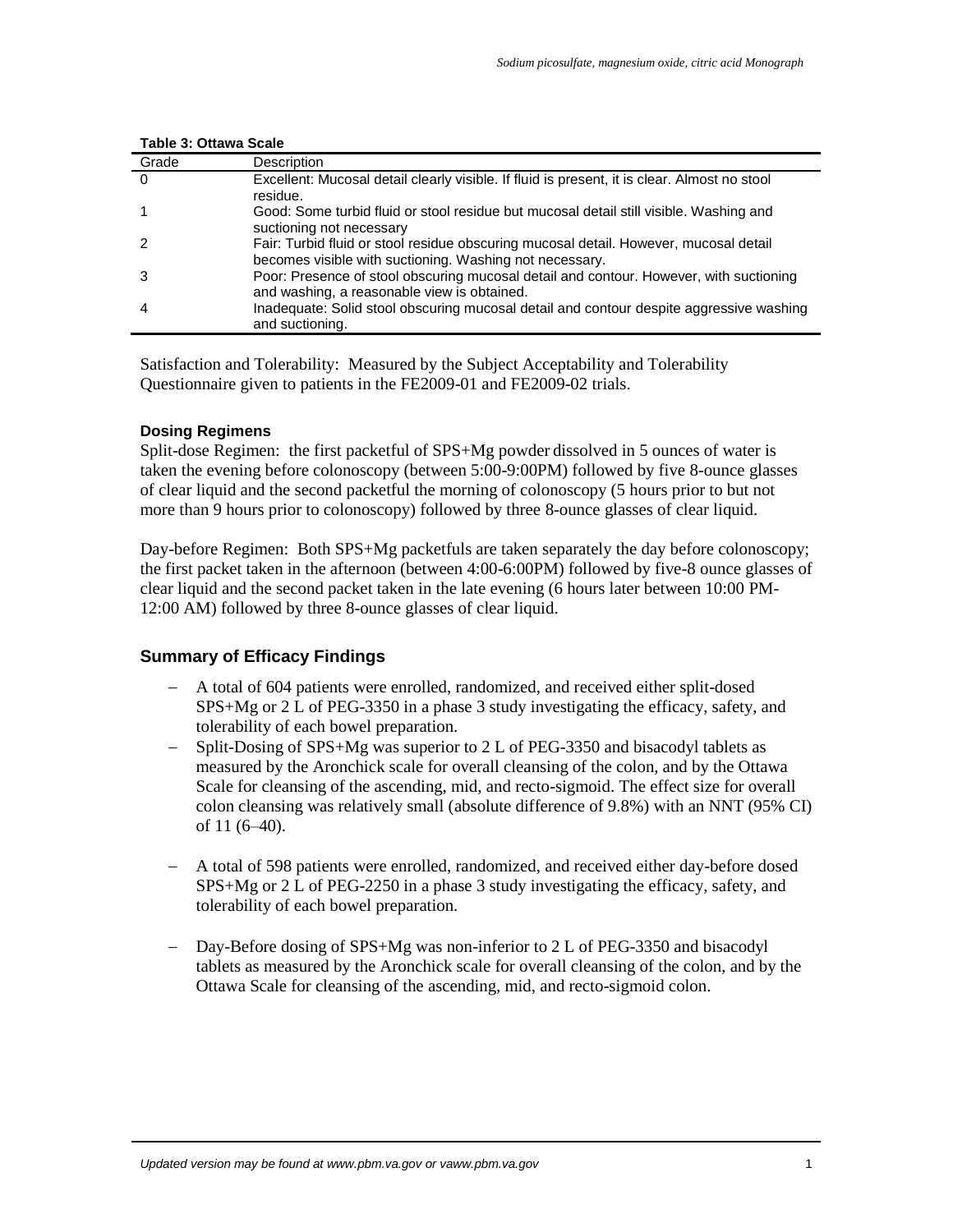**Table 3: Ottawa Scale**

| Grade | Description |
|---|---|
| 0 | Excellent: Mucosal detail clearly visible. If fluid is present, it is clear. Almost no stool residue. |
| 1 | Good: Some turbid fluid or stool residue but mucosal detail still visible. Washing and suctioning not necessary |
| 2 | Fair: Turbid fluid or stool residue obscuring mucosal detail. However, mucosal detail becomes visible with suctioning. Washing not necessary. |
| 3 | Poor: Presence of stool obscuring mucosal detail and contour. However, with suctioning and washing, a reasonable view is obtained. |
| 4 | Inadequate: Solid stool obscuring mucosal detail and contour despite aggressive washing and suctioning. |

Satisfaction and Tolerability: Measured by the Subject Acceptability and Tolerability Questionnaire given to patients in the FE2009-01 and FE2009-02 trials.

**Dosing Regimens**

Split-dose Regimen: the first packetful of SPS+Mg powder dissolved in 5 ounces of water is taken the evening before colonoscopy (between 5:00-9:00PM) followed by five 8-ounce glasses of clear liquid and the second packetful the morning of colonoscopy (5 hours prior to but not more than 9 hours prior to colonoscopy) followed by three 8-ounce glasses of clear liquid.

Day-before Regimen: Both SPS+Mg packetfuls are taken separately the day before colonoscopy; the first packet taken in the afternoon (between 4:00-6:00PM) followed by five-8 ounce glasses of clear liquid and the second packet taken in the late evening (6 hours later between 10:00 PM-12:00 AM) followed by three 8-ounce glasses of clear liquid.

## Summary of Efficacy Findings

- A total of 604 patients were enrolled, randomized, and received either split-dosed SPS+Mg or 2 L of PEG-3350 in a phase 3 study investigating the efficacy, safety, and tolerability of each bowel preparation.
- Split-Dosing of SPS+Mg was superior to 2 L of PEG-3350 and bisacodyl tablets as measured by the Aronchick scale for overall cleansing of the colon, and by the Ottawa Scale for cleansing of the ascending, mid, and recto-sigmoid. The effect size for overall colon cleansing was relatively small (absolute difference of 9.8%) with an NNT (95% CI) of 11 (6–40).
- A total of 598 patients were enrolled, randomized, and received either day-before dosed SPS+Mg or 2 L of PEG-2250 in a phase 3 study investigating the efficacy, safety, and tolerability of each bowel preparation.
- Day-Before dosing of SPS+Mg was non-inferior to 2 L of PEG-3350 and bisacodyl tablets as measured by the Aronchick scale for overall cleansing of the colon, and by the Ottawa Scale for cleansing of the ascending, mid, and recto-sigmoid colon.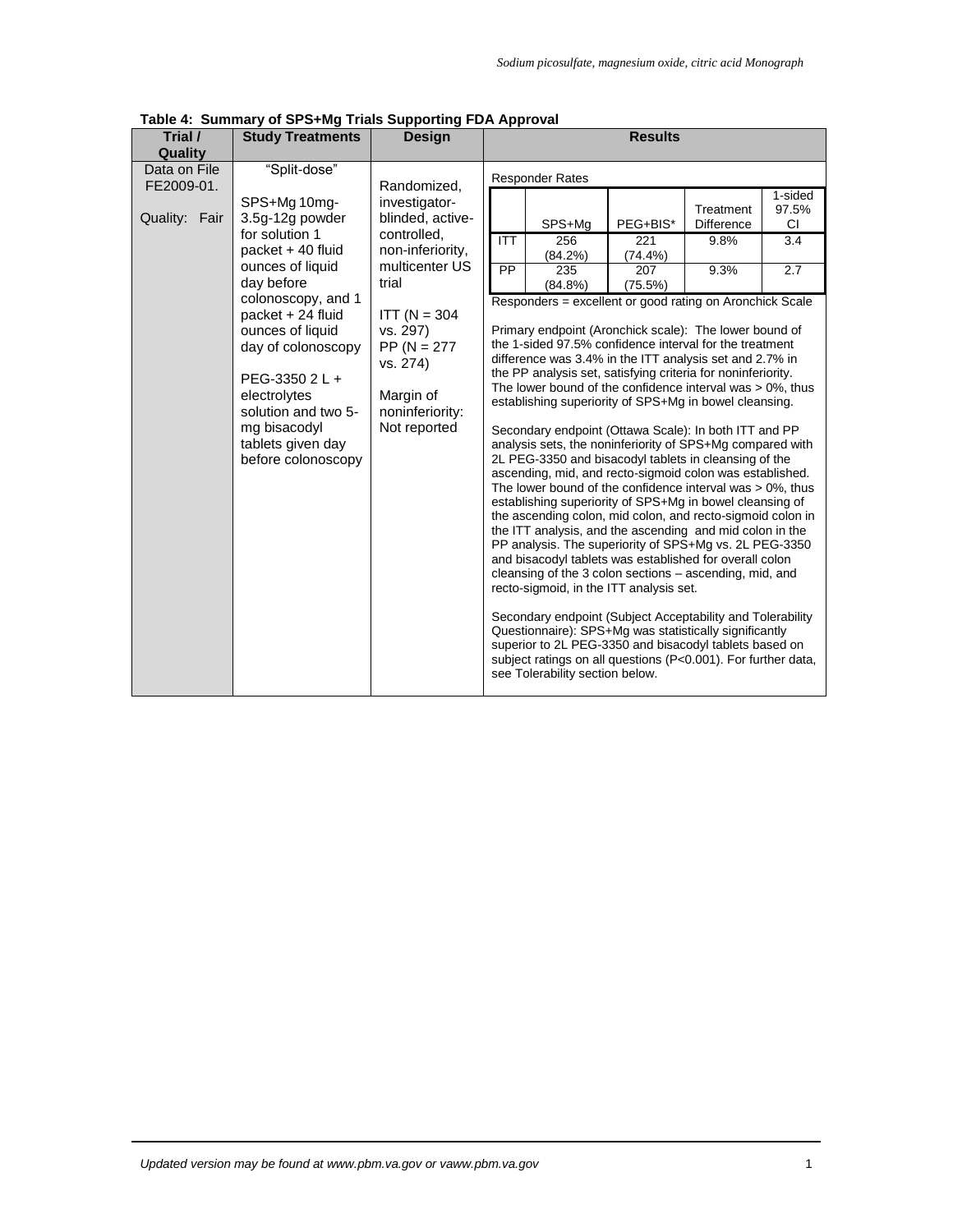**Table 4: Summary of SPS+Mg Trials Supporting FDA Approval**

| Trial / Quality | Study Treatments | Design | Results |
| --- | --- | --- | --- |
| Data on File FE2009-01.<br><br>Quality: Fair | "Split-dose"<br><br>SPS+Mg 10mg-3.5g-12g powder for solution 1 packet + 40 fluid ounces of liquid day before colonoscopy, and 1 packet + 24 fluid ounces of liquid day of colonoscopy<br><br>PEG-3350 2 L + electrolytes solution and two 5-mg bisacodyl tablets given day before colonoscopy | Randomized, investigator-blinded, active-controlled, non-inferiority, multicenter US trial<br><br>ITT (N = 304 vs. 297)<br>PP (N = 277 vs. 274)<br><br>Margin of noninferiority: Not reported | Responder Rates (see table below)<br><br>Responders = excellent or good rating on Aronchick Scale<br><br>Primary endpoint (Aronchick scale): The lower bound of the 1-sided 97.5% confidence interval for the treatment difference was 3.4% in the ITT analysis set and 2.7% in the PP analysis set, satisfying criteria for noninferiority. The lower bound of the confidence interval was > 0%, thus establishing superiority of SPS+Mg in bowel cleansing.<br><br>Secondary endpoint (Ottawa Scale): In both ITT and PP analysis sets, the noninferiority of SPS+Mg compared with 2L PEG-3350 and bisacodyl tablets in cleansing of the ascending, mid, and recto-sigmoid colon was established. The lower bound of the confidence interval was > 0%, thus establishing superiority of SPS+Mg in bowel cleansing of the ascending colon, mid colon, and recto-sigmoid colon in the ITT analysis, and the ascending and mid colon in the PP analysis. The superiority of SPS+Mg vs. 2L PEG-3350 and bisacodyl tablets was established for overall colon cleansing of the 3 colon sections – ascending, mid, and recto-sigmoid, in the ITT analysis set.<br><br>Secondary endpoint (Subject Acceptability and Tolerability Questionnaire): SPS+Mg was statistically significantly superior to 2L PEG-3350 and bisacodyl tablets based on subject ratings on all questions (P<0.001). For further data, see Tolerability section below. |

Responder Rates

| | SPS+Mg | PEG+BIS* | Treatment Difference | 1-sided 97.5% CI |
| --- | --- | --- | --- | --- |
| ITT | 256 (84.2%) | 221 (74.4%) | 9.8% | 3.4 |
| PP | 235 (84.8%) | 207 (75.5%) | 9.3% | 2.7 |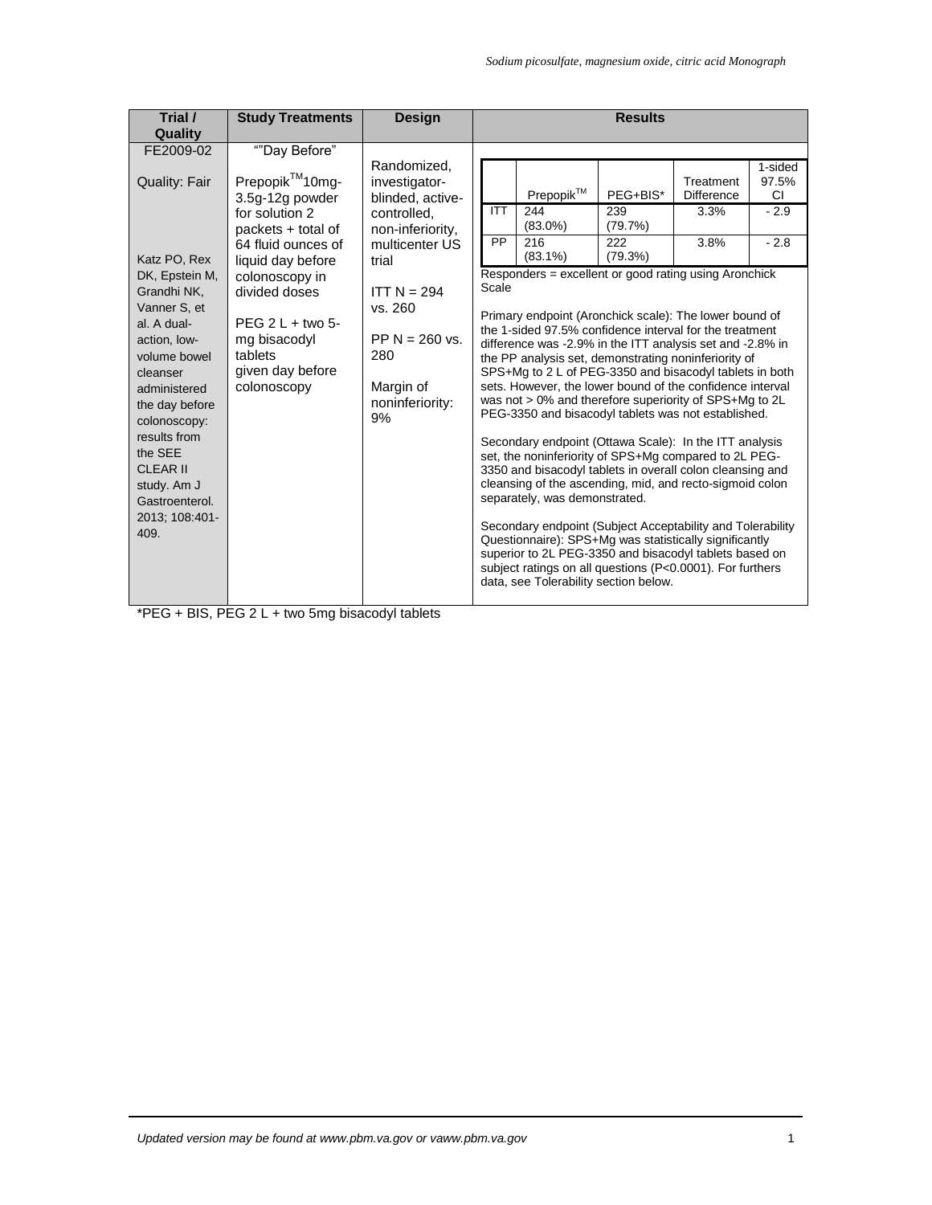| Trial / Quality | Study Treatments | Design | Results |
|---|---|---|---|
| FE2009-02<br><br>Quality: Fair<br><br>Katz PO, Rex DK, Epstein M, Grandhi NK, Vanner S, et al. A dual-action, low-volume bowel cleanser administered the day before colonoscopy: results from the SEE CLEAR II study. Am J Gastroenterol. 2013; 108:401-409. | “"Day Before”<br><br>Prepopik™10mg-3.5g-12g powder for solution 2 packets + total of 64 fluid ounces of liquid day before colonoscopy in divided doses<br><br>PEG 2 L + two 5-mg bisacodyl tablets given day before colonoscopy | Randomized, investigator-blinded, active-controlled, non-inferiority, multicenter US trial<br><br>ITT N = 294 vs. 260<br><br>PP N = 260 vs. 280<br><br>Margin of noninferiority: 9% | (see results below) |

**Results (FE2009-02):**

| | Prepopik™ | PEG+BIS* | Treatment Difference | 1-sided 97.5% CI |
|---|---|---|---|---|
| ITT | 244 (83.0%) | 239 (79.7%) | 3.3% | - 2.9 |
| PP | 216 (83.1%) | 222 (79.3%) | 3.8% | - 2.8 |

Responders = excellent or good rating using Aronchick Scale

Primary endpoint (Aronchick scale): The lower bound of the 1-sided 97.5% confidence interval for the treatment difference was -2.9% in the ITT analysis set and -2.8% in the PP analysis set, demonstrating noninferiority of SPS+Mg to 2 L of PEG-3350 and bisacodyl tablets in both sets. However, the lower bound of the confidence interval was not > 0% and therefore superiority of SPS+Mg to 2L PEG-3350 and bisacodyl tablets was not established.

Secondary endpoint (Ottawa Scale): In the ITT analysis set, the noninferiority of SPS+Mg compared to 2L PEG-3350 and bisacodyl tablets in overall colon cleansing and cleansing of the ascending, mid, and recto-sigmoid colon separately, was demonstrated.

Secondary endpoint (Subject Acceptability and Tolerability Questionnaire): SPS+Mg was statistically significantly superior to 2L PEG-3350 and bisacodyl tablets based on subject ratings on all questions (P<0.0001). For furthers data, see Tolerability section below.

*PEG + BIS, PEG 2 L + two 5mg bisacodyl tablets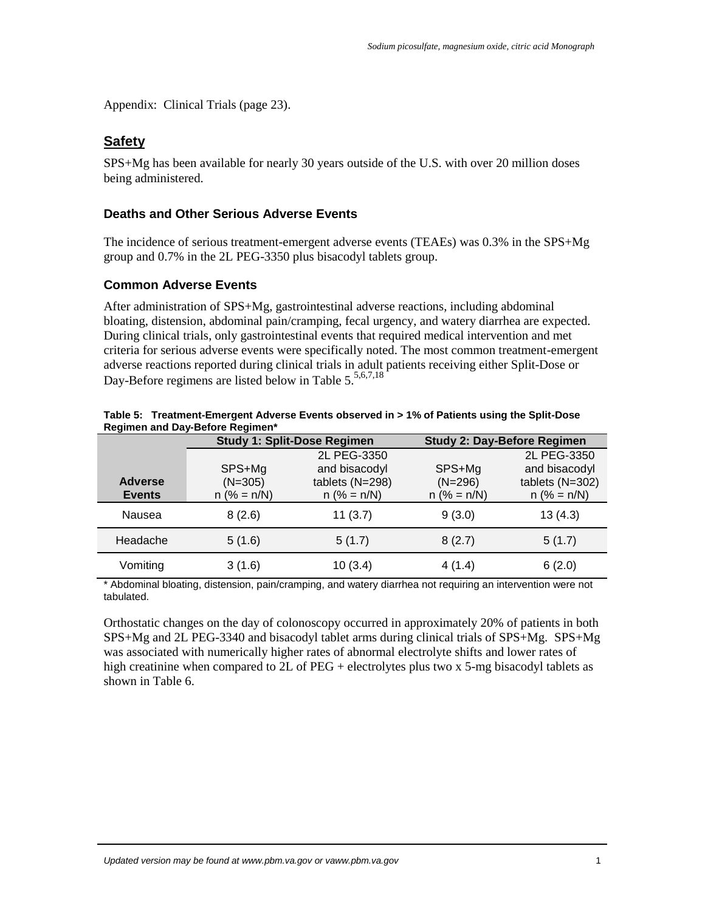Appendix: Clinical Trials (page 23).

## Safety

SPS+Mg has been available for nearly 30 years outside of the U.S. with over 20 million doses being administered.

### Deaths and Other Serious Adverse Events

The incidence of serious treatment-emergent adverse events (TEAEs) was 0.3% in the SPS+Mg group and 0.7% in the 2L PEG-3350 plus bisacodyl tablets group.

### Common Adverse Events

After administration of SPS+Mg, gastrointestinal adverse reactions, including abdominal bloating, distension, abdominal pain/cramping, fecal urgency, and watery diarrhea are expected. During clinical trials, only gastrointestinal events that required medical intervention and met criteria for serious adverse events were specifically noted. The most common treatment-emergent adverse reactions reported during clinical trials in adult patients receiving either Split-Dose or Day-Before regimens are listed below in Table 5.[5,6,7,18]

**Table 5: Treatment-Emergent Adverse Events observed in > 1% of Patients using the Split-Dose Regimen and Day-Before Regimen***

| | **Study 1: Split-Dose Regimen** | | **Study 2: Day-Before Regimen** | |
|---|---|---|---|---|
| **Adverse Events** | SPS+Mg (N=305) n (% = n/N) | 2L PEG-3350 and bisacodyl tablets (N=298) n (% = n/N) | SPS+Mg (N=296) n (% = n/N) | 2L PEG-3350 and bisacodyl tablets (N=302) n (% = n/N) |
| Nausea | 8 (2.6) | 11 (3.7) | 9 (3.0) | 13 (4.3) |
| Headache | 5 (1.6) | 5 (1.7) | 8 (2.7) | 5 (1.7) |
| Vomiting | 3 (1.6) | 10 (3.4) | 4 (1.4) | 6 (2.0) |

\* Abdominal bloating, distension, pain/cramping, and watery diarrhea not requiring an intervention were not tabulated.

Orthostatic changes on the day of colonoscopy occurred in approximately 20% of patients in both SPS+Mg and 2L PEG-3340 and bisacodyl tablet arms during clinical trials of SPS+Mg. SPS+Mg was associated with numerically higher rates of abnormal electrolyte shifts and lower rates of high creatinine when compared to 2L of PEG + electrolytes plus two x 5-mg bisacodyl tablets as shown in Table 6.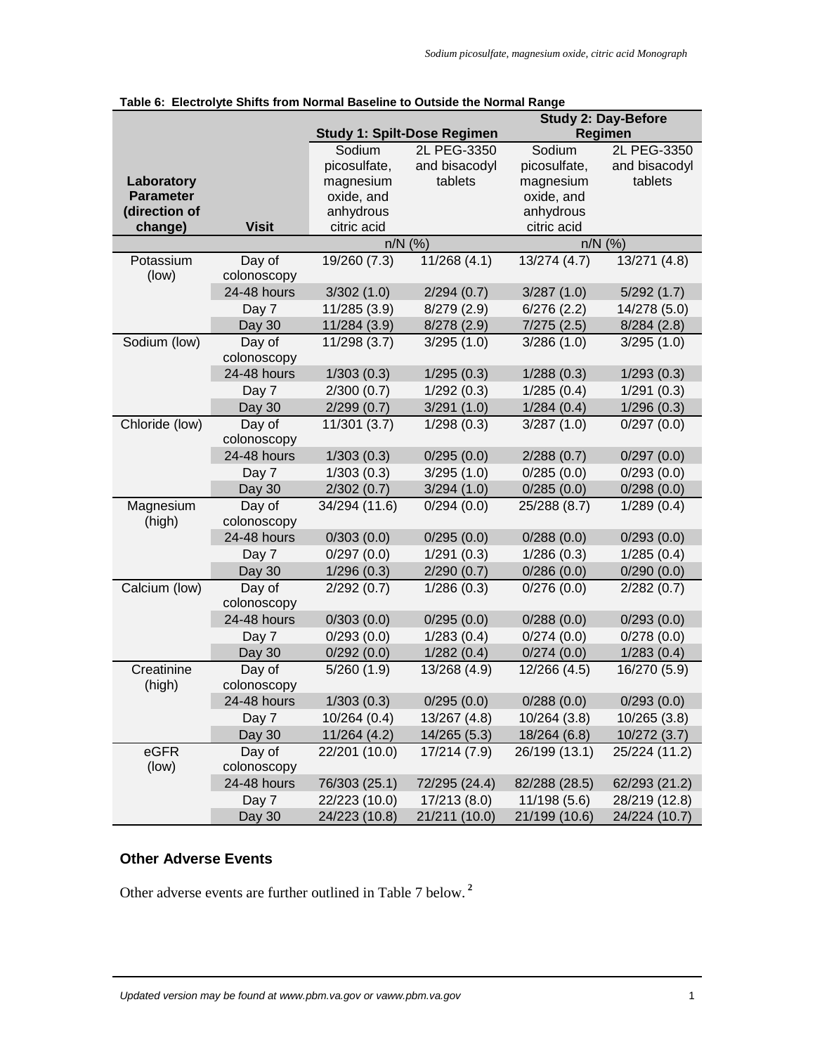**Table 6: Electrolyte Shifts from Normal Baseline to Outside the Normal Range**

| Laboratory Parameter (direction of change) | Visit | Study 1: Spilt-Dose Regimen | | Study 2: Day-Before Regimen | |
|---|---|---|---|---|---|
| | | Sodium picosulfate, magnesium oxide, and anhydrous citric acid | 2L PEG-3350 and bisacodyl tablets | Sodium picosulfate, magnesium oxide, and anhydrous citric acid | 2L PEG-3350 and bisacodyl tablets |
| | | n/N (%) | | n/N (%) | |
| Potassium (low) | Day of colonoscopy | 19/260 (7.3) | 11/268 (4.1) | 13/274 (4.7) | 13/271 (4.8) |
| | 24-48 hours | 3/302 (1.0) | 2/294 (0.7) | 3/287 (1.0) | 5/292 (1.7) |
| | Day 7 | 11/285 (3.9) | 8/279 (2.9) | 6/276 (2.2) | 14/278 (5.0) |
| | Day 30 | 11/284 (3.9) | 8/278 (2.9) | 7/275 (2.5) | 8/284 (2.8) |
| Sodium (low) | Day of colonoscopy | 11/298 (3.7) | 3/295 (1.0) | 3/286 (1.0) | 3/295 (1.0) |
| | 24-48 hours | 1/303 (0.3) | 1/295 (0.3) | 1/288 (0.3) | 1/293 (0.3) |
| | Day 7 | 2/300 (0.7) | 1/292 (0.3) | 1/285 (0.4) | 1/291 (0.3) |
| | Day 30 | 2/299 (0.7) | 3/291 (1.0) | 1/284 (0.4) | 1/296 (0.3) |
| Chloride (low) | Day of colonoscopy | 11/301 (3.7) | 1/298 (0.3) | 3/287 (1.0) | 0/297 (0.0) |
| | 24-48 hours | 1/303 (0.3) | 0/295 (0.0) | 2/288 (0.7) | 0/297 (0.0) |
| | Day 7 | 1/303 (0.3) | 3/295 (1.0) | 0/285 (0.0) | 0/293 (0.0) |
| | Day 30 | 2/302 (0.7) | 3/294 (1.0) | 0/285 (0.0) | 0/298 (0.0) |
| Magnesium (high) | Day of colonoscopy | 34/294 (11.6) | 0/294 (0.0) | 25/288 (8.7) | 1/289 (0.4) |
| | 24-48 hours | 0/303 (0.0) | 0/295 (0.0) | 0/288 (0.0) | 0/293 (0.0) |
| | Day 7 | 0/297 (0.0) | 1/291 (0.3) | 1/286 (0.3) | 1/285 (0.4) |
| | Day 30 | 1/296 (0.3) | 2/290 (0.7) | 0/286 (0.0) | 0/290 (0.0) |
| Calcium (low) | Day of colonoscopy | 2/292 (0.7) | 1/286 (0.3) | 0/276 (0.0) | 2/282 (0.7) |
| | 24-48 hours | 0/303 (0.0) | 0/295 (0.0) | 0/288 (0.0) | 0/293 (0.0) |
| | Day 7 | 0/293 (0.0) | 1/283 (0.4) | 0/274 (0.0) | 0/278 (0.0) |
| | Day 30 | 0/292 (0.0) | 1/282 (0.4) | 0/274 (0.0) | 1/283 (0.4) |
| Creatinine (high) | Day of colonoscopy | 5/260 (1.9) | 13/268 (4.9) | 12/266 (4.5) | 16/270 (5.9) |
| | 24-48 hours | 1/303 (0.3) | 0/295 (0.0) | 0/288 (0.0) | 0/293 (0.0) |
| | Day 7 | 10/264 (0.4) | 13/267 (4.8) | 10/264 (3.8) | 10/265 (3.8) |
| | Day 30 | 11/264 (4.2) | 14/265 (5.3) | 18/264 (6.8) | 10/272 (3.7) |
| eGFR (low) | Day of colonoscopy | 22/201 (10.0) | 17/214 (7.9) | 26/199 (13.1) | 25/224 (11.2) |
| | 24-48 hours | 76/303 (25.1) | 72/295 (24.4) | 82/288 (28.5) | 62/293 (21.2) |
| | Day 7 | 22/223 (10.0) | 17/213 (8.0) | 11/198 (5.6) | 28/219 (12.8) |
| | Day 30 | 24/223 (10.8) | 21/211 (10.0) | 21/199 (10.6) | 24/224 (10.7) |

### Other Adverse Events

Other adverse events are further outlined in Table 7 below.[2]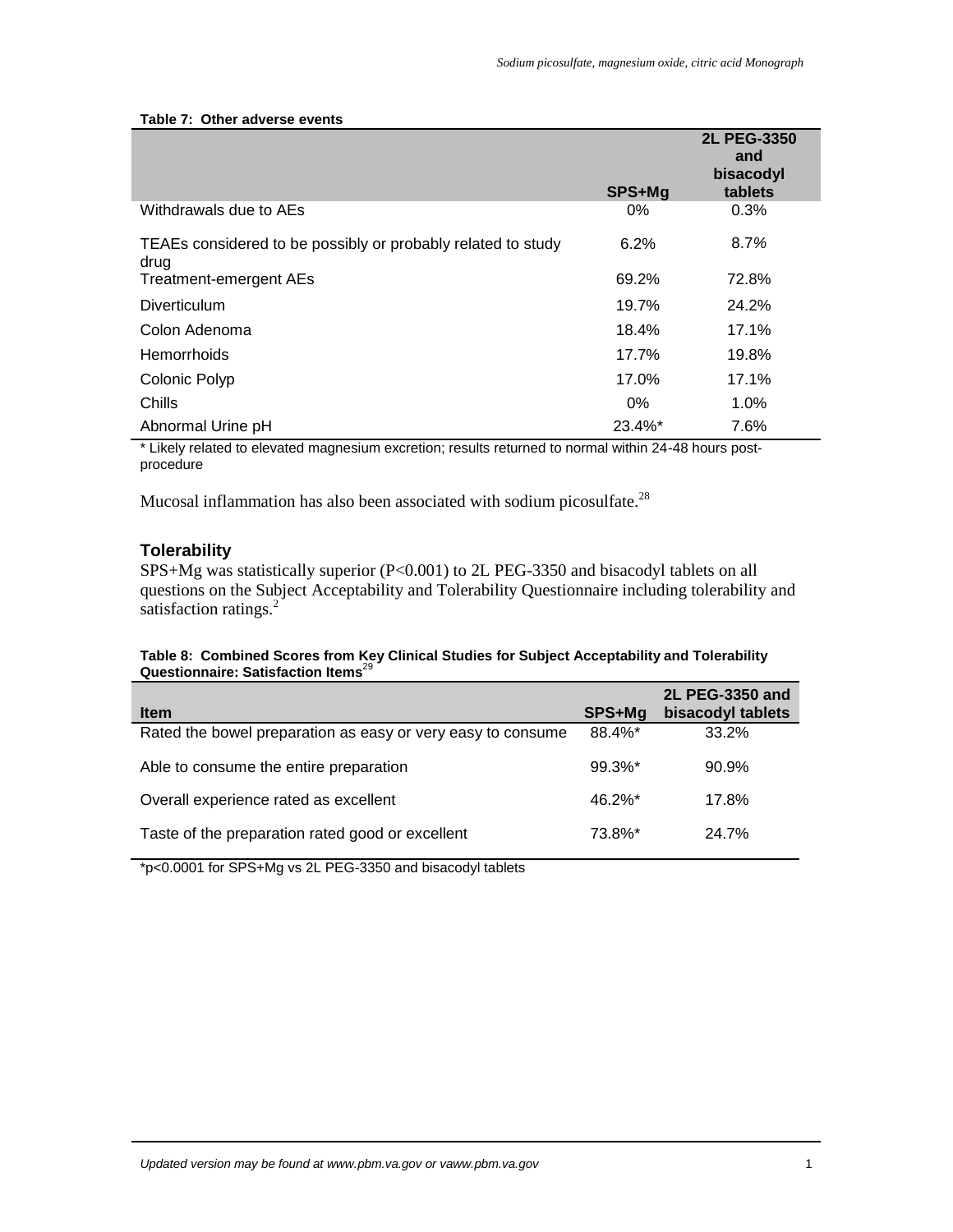**Table 7: Other adverse events**

| | SPS+Mg | 2L PEG-3350 and bisacodyl tablets |
|---|---|---|
| Withdrawals due to AEs | 0% | 0.3% |
| TEAEs considered to be possibly or probably related to study drug | 6.2% | 8.7% |
| Treatment-emergent AEs | 69.2% | 72.8% |
| Diverticulum | 19.7% | 24.2% |
| Colon Adenoma | 18.4% | 17.1% |
| Hemorrhoids | 17.7% | 19.8% |
| Colonic Polyp | 17.0% | 17.1% |
| Chills | 0% | 1.0% |
| Abnormal Urine pH | 23.4%* | 7.6% |

* Likely related to elevated magnesium excretion; results returned to normal within 24-48 hours post-procedure

Mucosal inflammation has also been associated with sodium picosulfate.[28]

### Tolerability

SPS+Mg was statistically superior ($P<0.001$) to 2L PEG-3350 and bisacodyl tablets on all questions on the Subject Acceptability and Tolerability Questionnaire including tolerability and satisfaction ratings.[2]

**Table 8: Combined Scores from Key Clinical Studies for Subject Acceptability and Tolerability Questionnaire: Satisfaction Items**[29]

| Item | SPS+Mg | 2L PEG-3350 and bisacodyl tablets |
|---|---|---|
| Rated the bowel preparation as easy or very easy to consume | 88.4%* | 33.2% |
| Able to consume the entire preparation | 99.3%* | 90.9% |
| Overall experience rated as excellent | 46.2%* | 17.8% |
| Taste of the preparation rated good or excellent | 73.8%* | 24.7% |

*$p<0.0001$ for SPS+Mg vs 2L PEG-3350 and bisacodyl tablets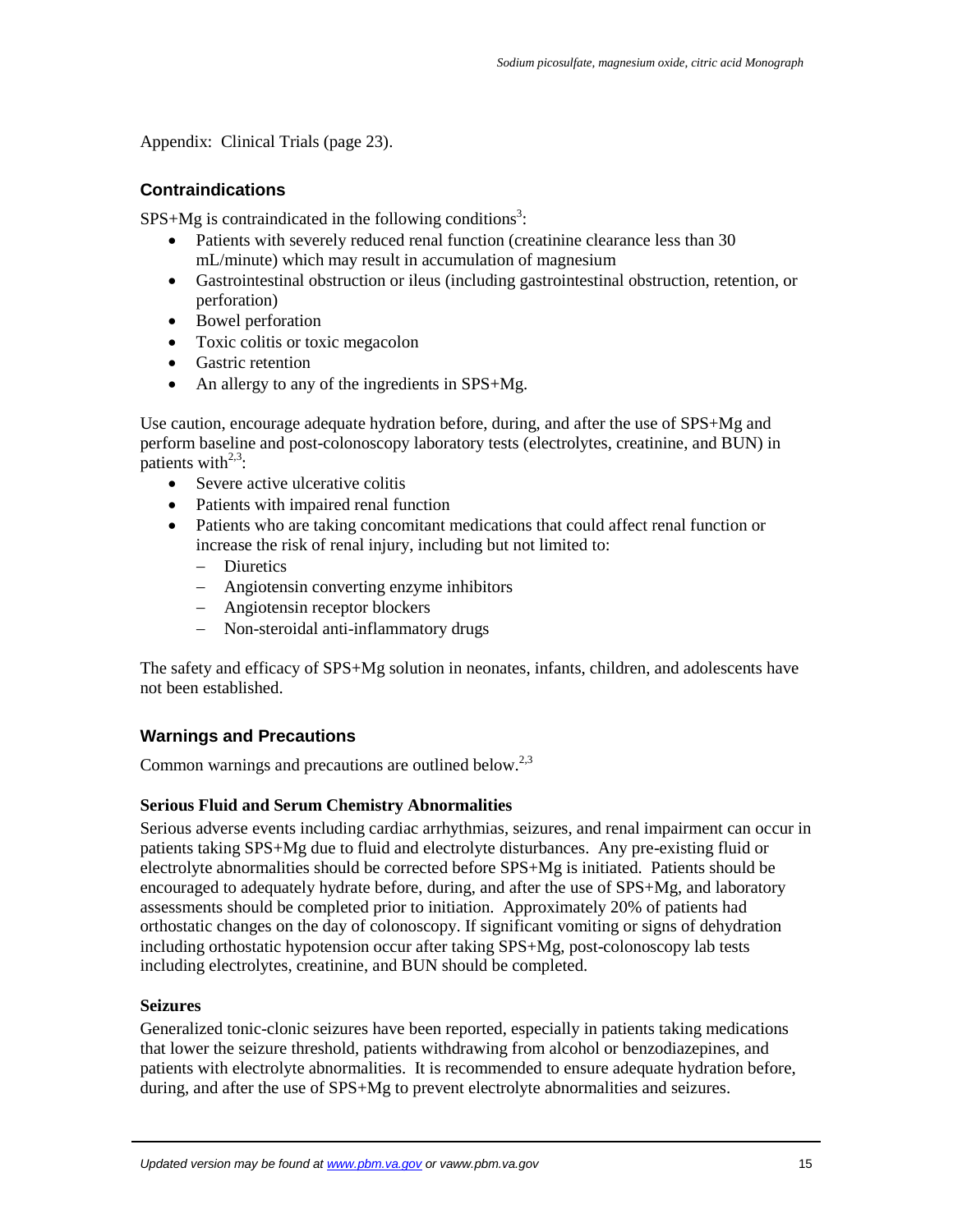Appendix: Clinical Trials (page 23).

## Contraindications

SPS+Mg is contraindicated in the following conditions[3]:

- Patients with severely reduced renal function (creatinine clearance less than 30 mL/minute) which may result in accumulation of magnesium
- Gastrointestinal obstruction or ileus (including gastrointestinal obstruction, retention, or perforation)
- Bowel perforation
- Toxic colitis or toxic megacolon
- Gastric retention
- An allergy to any of the ingredients in SPS+Mg.

Use caution, encourage adequate hydration before, during, and after the use of SPS+Mg and perform baseline and post-colonoscopy laboratory tests (electrolytes, creatinine, and BUN) in patients with[2,3]:

- Severe active ulcerative colitis
- Patients with impaired renal function
- Patients who are taking concomitant medications that could affect renal function or increase the risk of renal injury, including but not limited to:
  - Diuretics
  - Angiotensin converting enzyme inhibitors
  - Angiotensin receptor blockers
  - Non-steroidal anti-inflammatory drugs

The safety and efficacy of SPS+Mg solution in neonates, infants, children, and adolescents have not been established.

## Warnings and Precautions

Common warnings and precautions are outlined below.[2,3]

### Serious Fluid and Serum Chemistry Abnormalities

Serious adverse events including cardiac arrhythmias, seizures, and renal impairment can occur in patients taking SPS+Mg due to fluid and electrolyte disturbances. Any pre-existing fluid or electrolyte abnormalities should be corrected before SPS+Mg is initiated. Patients should be encouraged to adequately hydrate before, during, and after the use of SPS+Mg, and laboratory assessments should be completed prior to initiation. Approximately 20% of patients had orthostatic changes on the day of colonoscopy. If significant vomiting or signs of dehydration including orthostatic hypotension occur after taking SPS+Mg, post-colonoscopy lab tests including electrolytes, creatinine, and BUN should be completed.

### Seizures

Generalized tonic-clonic seizures have been reported, especially in patients taking medications that lower the seizure threshold, patients withdrawing from alcohol or benzodiazepines, and patients with electrolyte abnormalities. It is recommended to ensure adequate hydration before, during, and after the use of SPS+Mg to prevent electrolyte abnormalities and seizures.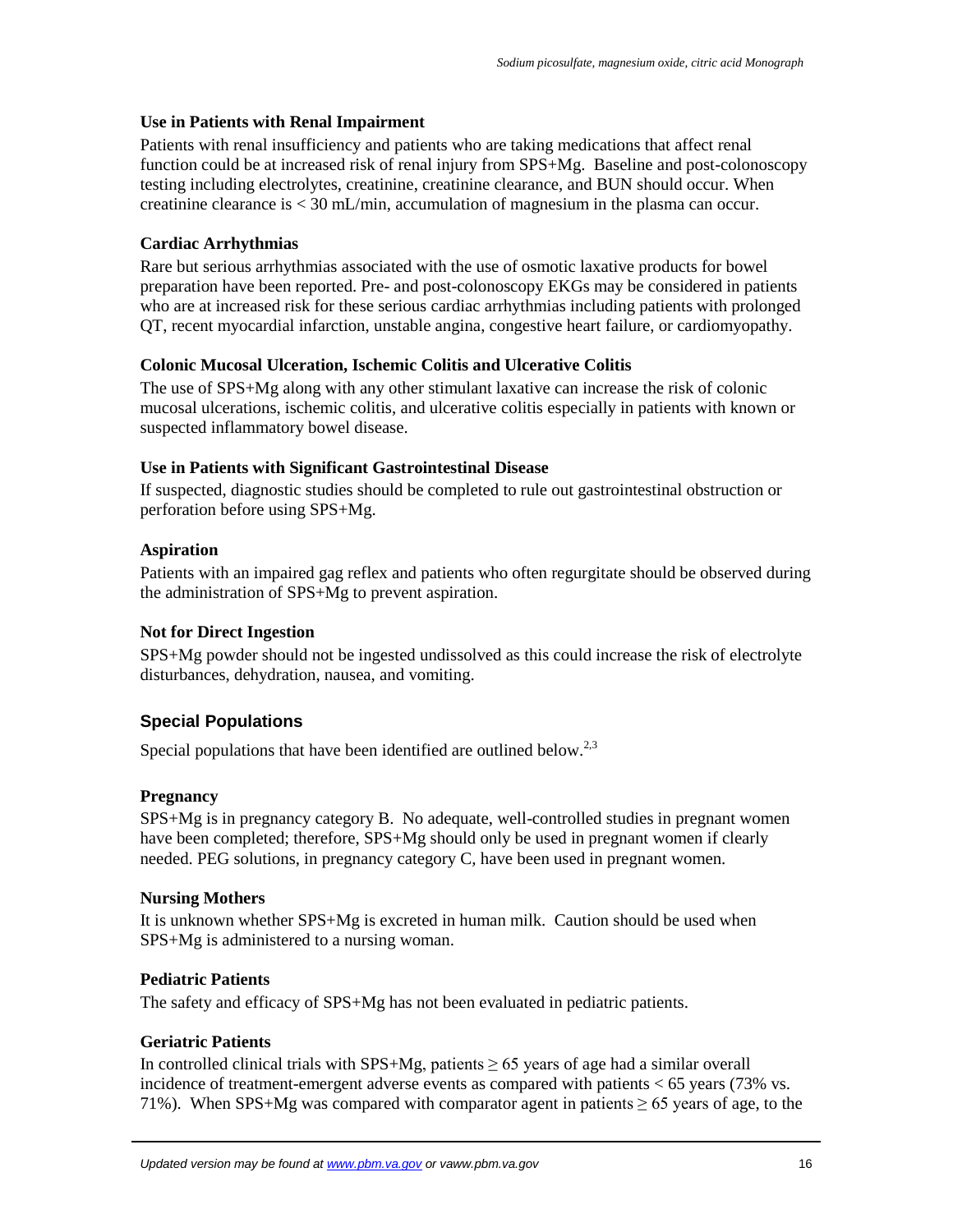### Use in Patients with Renal Impairment

Patients with renal insufficiency and patients who are taking medications that affect renal function could be at increased risk of renal injury from SPS+Mg. Baseline and post-colonoscopy testing including electrolytes, creatinine, creatinine clearance, and BUN should occur. When creatinine clearance is < 30 mL/min, accumulation of magnesium in the plasma can occur.

### Cardiac Arrhythmias

Rare but serious arrhythmias associated with the use of osmotic laxative products for bowel preparation have been reported. Pre- and post-colonoscopy EKGs may be considered in patients who are at increased risk for these serious cardiac arrhythmias including patients with prolonged QT, recent myocardial infarction, unstable angina, congestive heart failure, or cardiomyopathy.

### Colonic Mucosal Ulceration, Ischemic Colitis and Ulcerative Colitis

The use of SPS+Mg along with any other stimulant laxative can increase the risk of colonic mucosal ulcerations, ischemic colitis, and ulcerative colitis especially in patients with known or suspected inflammatory bowel disease.

### Use in Patients with Significant Gastrointestinal Disease

If suspected, diagnostic studies should be completed to rule out gastrointestinal obstruction or perforation before using SPS+Mg.

### Aspiration

Patients with an impaired gag reflex and patients who often regurgitate should be observed during the administration of SPS+Mg to prevent aspiration.

### Not for Direct Ingestion

SPS+Mg powder should not be ingested undissolved as this could increase the risk of electrolyte disturbances, dehydration, nausea, and vomiting.

## Special Populations

Special populations that have been identified are outlined below.[2,3]

### Pregnancy

SPS+Mg is in pregnancy category B. No adequate, well-controlled studies in pregnant women have been completed; therefore, SPS+Mg should only be used in pregnant women if clearly needed. PEG solutions, in pregnancy category C, have been used in pregnant women.

### Nursing Mothers

It is unknown whether SPS+Mg is excreted in human milk. Caution should be used when SPS+Mg is administered to a nursing woman.

### Pediatric Patients

The safety and efficacy of SPS+Mg has not been evaluated in pediatric patients.

### Geriatric Patients

In controlled clinical trials with SPS+Mg, patients ≥ 65 years of age had a similar overall incidence of treatment-emergent adverse events as compared with patients < 65 years (73% vs. 71%). When SPS+Mg was compared with comparator agent in patients ≥ 65 years of age, to the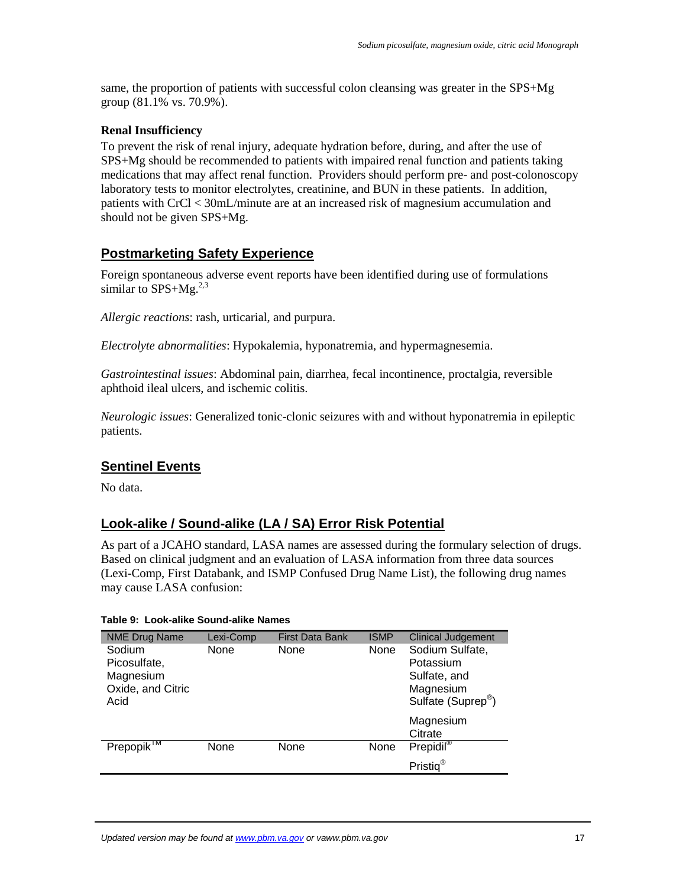same, the proportion of patients with successful colon cleansing was greater in the SPS+Mg group (81.1% vs. 70.9%).

**Renal Insufficiency**

To prevent the risk of renal injury, adequate hydration before, during, and after the use of SPS+Mg should be recommended to patients with impaired renal function and patients taking medications that may affect renal function. Providers should perform pre- and post-colonoscopy laboratory tests to monitor electrolytes, creatinine, and BUN in these patients. In addition, patients with CrCl < 30mL/minute are at an increased risk of magnesium accumulation and should not be given SPS+Mg.

## Postmarketing Safety Experience

Foreign spontaneous adverse event reports have been identified during use of formulations similar to SPS+Mg.[2,3]

*Allergic reactions*: rash, urticarial, and purpura.

*Electrolyte abnormalities*: Hypokalemia, hyponatremia, and hypermagnesemia.

*Gastrointestinal issues*: Abdominal pain, diarrhea, fecal incontinence, proctalgia, reversible aphthoid ileal ulcers, and ischemic colitis.

*Neurologic issues*: Generalized tonic-clonic seizures with and without hyponatremia in epileptic patients.

## Sentinel Events

No data.

## Look-alike / Sound-alike (LA / SA) Error Risk Potential

As part of a JCAHO standard, LASA names are assessed during the formulary selection of drugs. Based on clinical judgment and an evaluation of LASA information from three data sources (Lexi-Comp, First Databank, and ISMP Confused Drug Name List), the following drug names may cause LASA confusion:

**Table 9: Look-alike Sound-alike Names**

| NME Drug Name | Lexi-Comp | First Data Bank | ISMP | Clinical Judgement |
|---|---|---|---|---|
| Sodium Picosulfate, Magnesium Oxide, and Citric Acid | None | None | None | Sodium Sulfate, Potassium Sulfate, and Magnesium Sulfate (Suprep®)<br>Magnesium Citrate |
| Prepopik™ | None | None | None | Prepidil®<br>Pristiq® |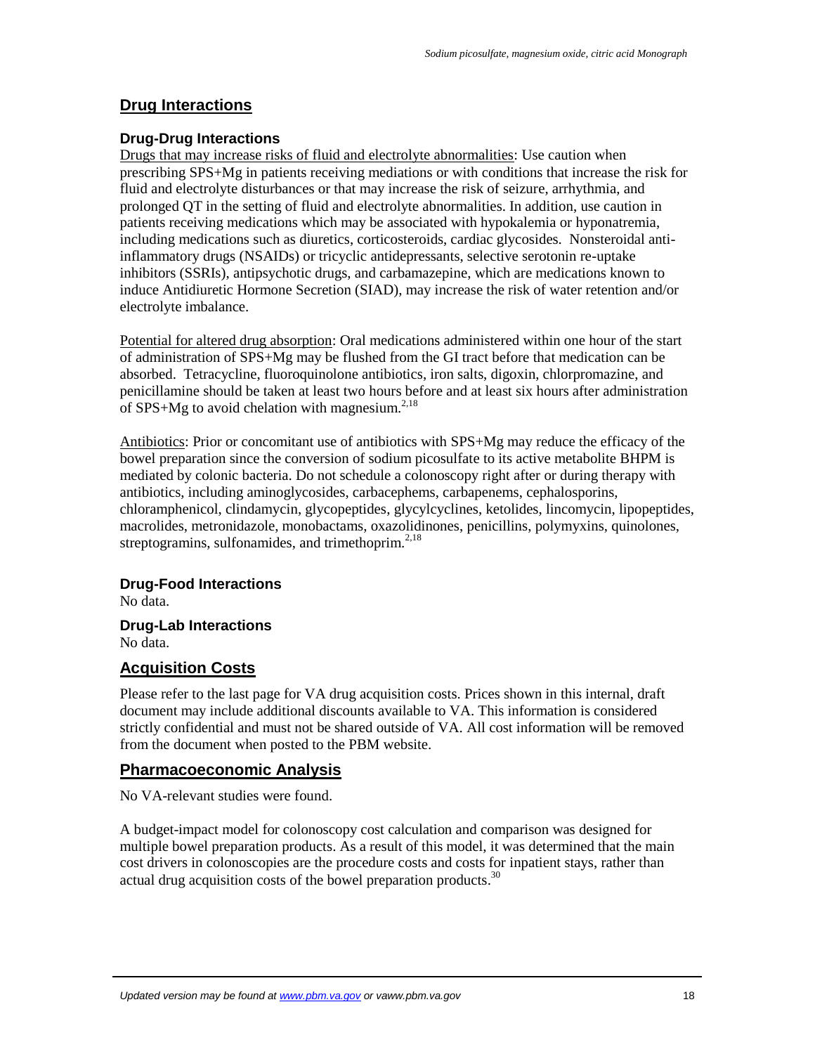## Drug Interactions

### Drug-Drug Interactions

Drugs that may increase risks of fluid and electrolyte abnormalities: Use caution when prescribing SPS+Mg in patients receiving mediations or with conditions that increase the risk for fluid and electrolyte disturbances or that may increase the risk of seizure, arrhythmia, and prolonged QT in the setting of fluid and electrolyte abnormalities. In addition, use caution in patients receiving medications which may be associated with hypokalemia or hyponatremia, including medications such as diuretics, corticosteroids, cardiac glycosides. Nonsteroidal anti-inflammatory drugs (NSAIDs) or tricyclic antidepressants, selective serotonin re-uptake inhibitors (SSRIs), antipsychotic drugs, and carbamazepine, which are medications known to induce Antidiuretic Hormone Secretion (SIAD), may increase the risk of water retention and/or electrolyte imbalance.

Potential for altered drug absorption: Oral medications administered within one hour of the start of administration of SPS+Mg may be flushed from the GI tract before that medication can be absorbed. Tetracycline, fluoroquinolone antibiotics, iron salts, digoxin, chlorpromazine, and penicillamine should be taken at least two hours before and at least six hours after administration of SPS+Mg to avoid chelation with magnesium.[2,18]

Antibiotics: Prior or concomitant use of antibiotics with SPS+Mg may reduce the efficacy of the bowel preparation since the conversion of sodium picosulfate to its active metabolite BHPM is mediated by colonic bacteria. Do not schedule a colonoscopy right after or during therapy with antibiotics, including aminoglycosides, carbacephems, carbapenems, cephalosporins, chloramphenicol, clindamycin, glycopeptides, glycylcyclines, ketolides, lincomycin, lipopeptides, macrolides, metronidazole, monobactams, oxazolidinones, penicillins, polymyxins, quinolones, streptogramins, sulfonamides, and trimethoprim.[2,18]

### Drug-Food Interactions

No data.

### Drug-Lab Interactions

No data.

## Acquisition Costs

Please refer to the last page for VA drug acquisition costs. Prices shown in this internal, draft document may include additional discounts available to VA. This information is considered strictly confidential and must not be shared outside of VA. All cost information will be removed from the document when posted to the PBM website.

## Pharmacoeconomic Analysis

No VA-relevant studies were found.

A budget-impact model for colonoscopy cost calculation and comparison was designed for multiple bowel preparation products. As a result of this model, it was determined that the main cost drivers in colonoscopies are the procedure costs and costs for inpatient stays, rather than actual drug acquisition costs of the bowel preparation products.[30]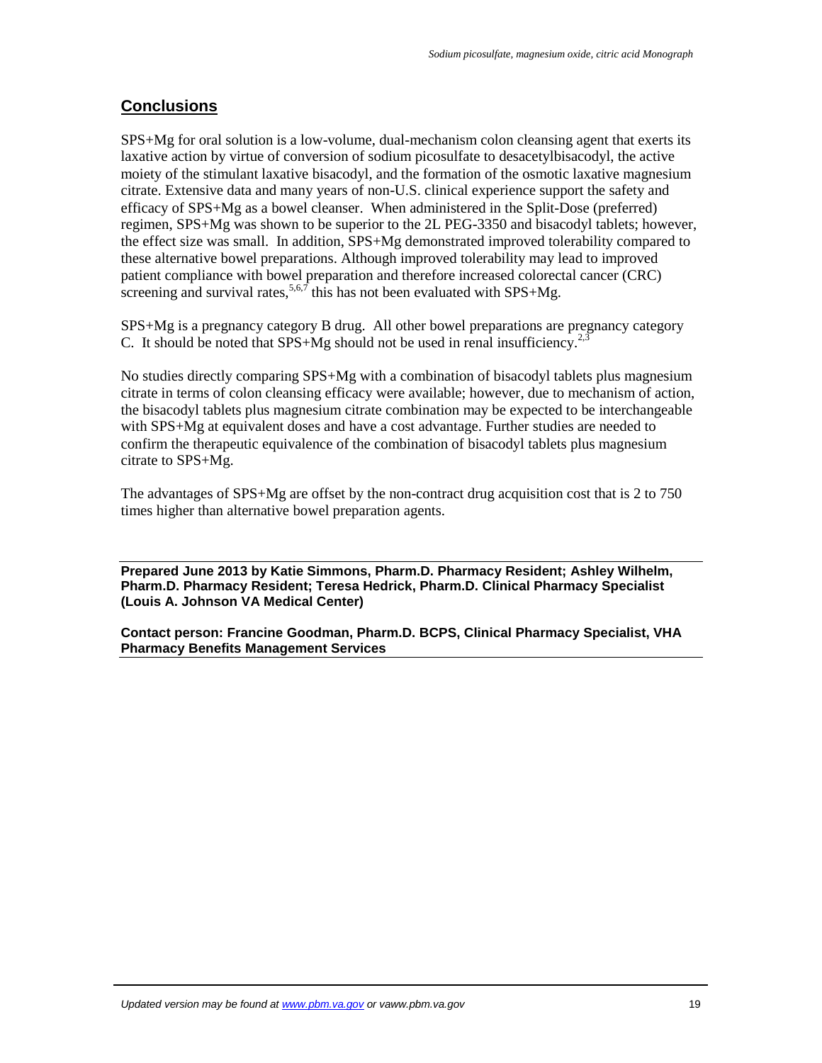## Conclusions

SPS+Mg for oral solution is a low-volume, dual-mechanism colon cleansing agent that exerts its laxative action by virtue of conversion of sodium picosulfate to desacetylbisacodyl, the active moiety of the stimulant laxative bisacodyl, and the formation of the osmotic laxative magnesium citrate. Extensive data and many years of non-U.S. clinical experience support the safety and efficacy of SPS+Mg as a bowel cleanser. When administered in the Split-Dose (preferred) regimen, SPS+Mg was shown to be superior to the 2L PEG-3350 and bisacodyl tablets; however, the effect size was small. In addition, SPS+Mg demonstrated improved tolerability compared to these alternative bowel preparations. Although improved tolerability may lead to improved patient compliance with bowel preparation and therefore increased colorectal cancer (CRC) screening and survival rates,[5,6,7] this has not been evaluated with SPS+Mg.

SPS+Mg is a pregnancy category B drug. All other bowel preparations are pregnancy category C. It should be noted that SPS+Mg should not be used in renal insufficiency.[2,3]

No studies directly comparing SPS+Mg with a combination of bisacodyl tablets plus magnesium citrate in terms of colon cleansing efficacy were available; however, due to mechanism of action, the bisacodyl tablets plus magnesium citrate combination may be expected to be interchangeable with SPS+Mg at equivalent doses and have a cost advantage. Further studies are needed to confirm the therapeutic equivalence of the combination of bisacodyl tablets plus magnesium citrate to SPS+Mg.

The advantages of SPS+Mg are offset by the non-contract drug acquisition cost that is 2 to 750 times higher than alternative bowel preparation agents.

**Prepared June 2013 by Katie Simmons, Pharm.D. Pharmacy Resident; Ashley Wilhelm, Pharm.D. Pharmacy Resident; Teresa Hedrick, Pharm.D. Clinical Pharmacy Specialist (Louis A. Johnson VA Medical Center)**

**Contact person: Francine Goodman, Pharm.D. BCPS, Clinical Pharmacy Specialist, VHA Pharmacy Benefits Management Services**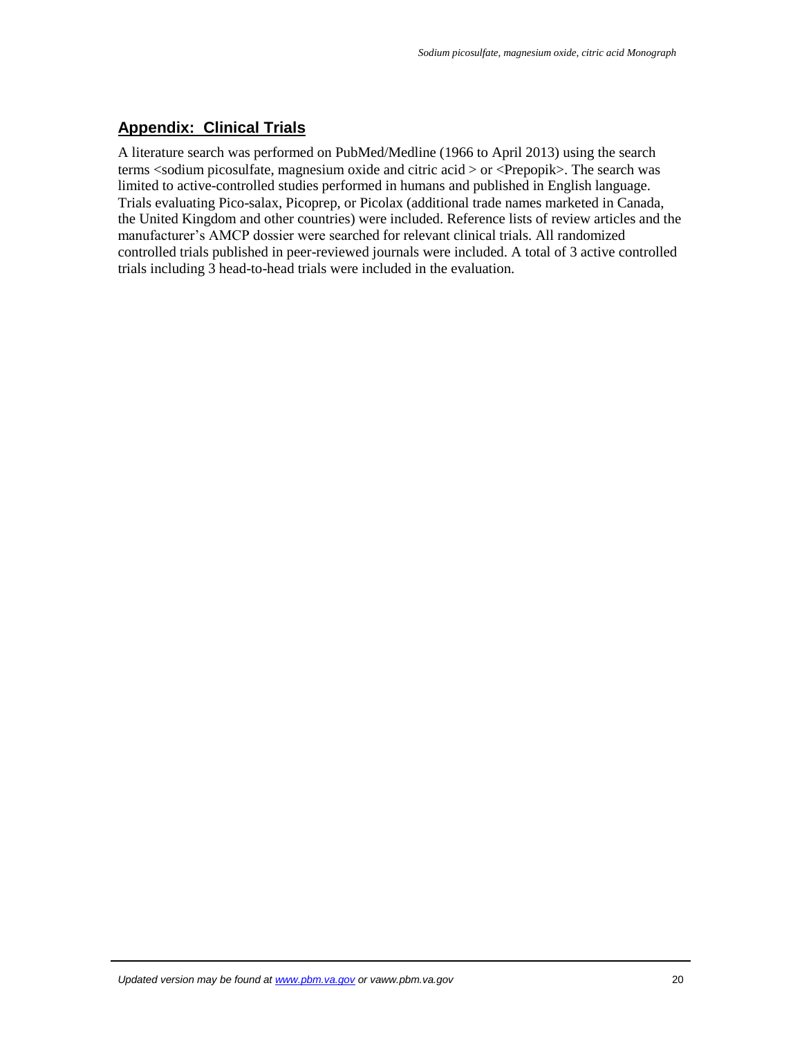## Appendix: Clinical Trials

A literature search was performed on PubMed/Medline (1966 to April 2013) using the search terms <sodium picosulfate, magnesium oxide and citric acid > or <Prepopik>. The search was limited to active-controlled studies performed in humans and published in English language. Trials evaluating Pico-salax, Picoprep, or Picolax (additional trade names marketed in Canada, the United Kingdom and other countries) were included. Reference lists of review articles and the manufacturer's AMCP dossier were searched for relevant clinical trials. All randomized controlled trials published in peer-reviewed journals were included. A total of 3 active controlled trials including 3 head-to-head trials were included in the evaluation.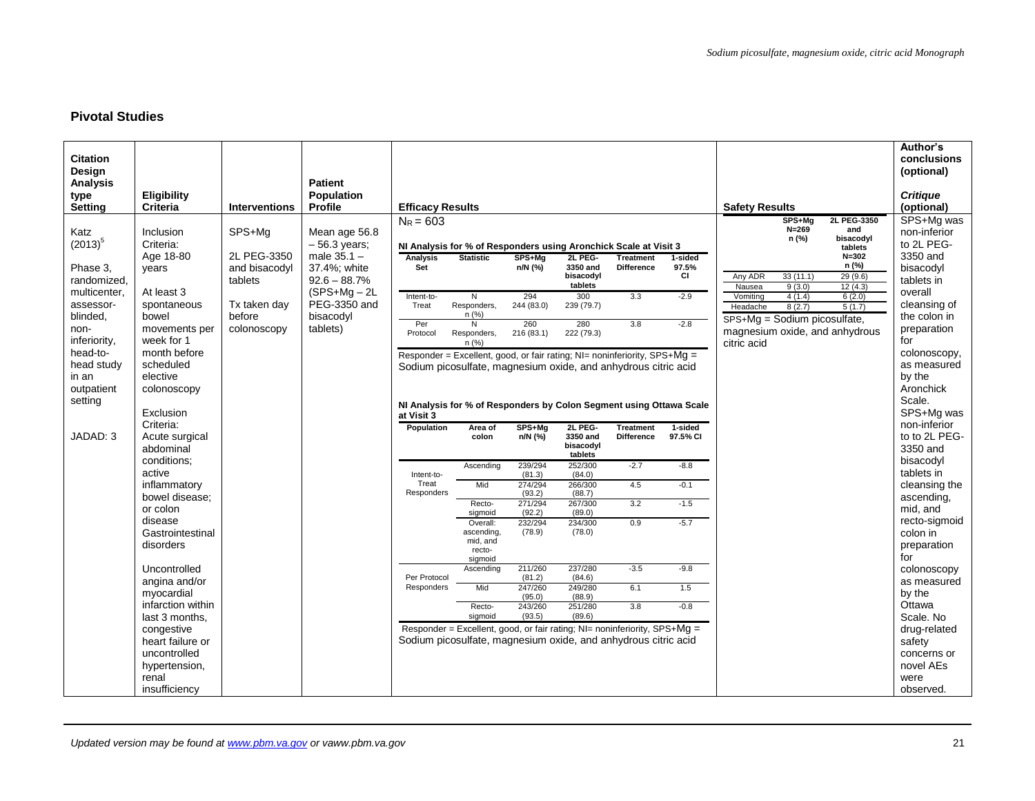## Pivotal Studies

<table>
<tr>
<th>Citation<br>Design<br>Analysis type<br>Setting</th>
<th>Eligibility Criteria</th>
<th>Interventions</th>
<th>Patient Population Profile</th>
<th>Efficacy Results</th>
<th>Safety Results</th>
<th>Author's conclusions (optional)<br><br><i>Critique</i> (optional)</th>
</tr>
<tr>
<td>Katz (2013)[5]<br><br>Phase 3, randomized, multicenter, assessor-blinded, non-inferiority, head-to-head study in an outpatient setting<br><br>JADAD: 3</td>
<td>Inclusion Criteria:<br>Age 18-80 years<br><br>At least 3 spontaneous bowel movements per week for 1 month before scheduled elective colonoscopy<br><br>Exclusion Criteria:<br>Acute surgical abdominal conditions; active inflammatory bowel disease; or colon disease Gastrointestinal disorders<br><br>Uncontrolled angina and/or myocardial infarction within last 3 months, congestive heart failure or uncontrolled hypertension, renal insufficiency</td>
<td>SPS+Mg<br><br>2L PEG-3350 and bisacodyl tablets<br><br>Tx taken day before colonoscopy</td>
<td>Mean age 56.8 – 56.3 years; male 35.1 – 37.4%; white 92.6 – 88.7% (SPS+Mg – 2L PEG-3350 and bisacodyl tablets)</td>
<td>
$N_R$ = 603<br><br>
<b>NI Analysis for % of Responders using Aronchick Scale at Visit 3</b>
<table>
<tr><th>Analysis Set</th><th>Statistic</th><th>SPS+Mg n/N (%)</th><th>2L PEG-3350 and bisacodyl tablets</th><th>Treatment Difference</th><th>1-sided 97.5% CI</th></tr>
<tr><td>Intent-to-Treat</td><td>N<br>Responders, n (%)</td><td>294<br>244 (83.0)</td><td>300<br>239 (79.7)</td><td>3.3</td><td>-2.9</td></tr>
<tr><td>Per Protocol</td><td>N<br>Responders, n (%)</td><td>260<br>216 (83.1)</td><td>280<br>222 (79.3)</td><td>3.8</td><td>-2.8</td></tr>
</table>
Responder = Excellent, good, or fair rating; NI= noninferiority, SPS+Mg = Sodium picosulfate, magnesium oxide, and anhydrous citric acid<br><br>
<b>NI Analysis for % of Responders by Colon Segment using Ottawa Scale at Visit 3</b>
<table>
<tr><th>Population</th><th>Area of colon</th><th>SPS+Mg n/N (%)</th><th>2L PEG-3350 and bisacodyl tablets</th><th>Treatment Difference</th><th>1-sided 97.5% CI</th></tr>
<tr><td rowspan="4">Intent-to-Treat Responders</td><td>Ascending</td><td>239/294 (81.3)</td><td>252/300 (84.0)</td><td>-2.7</td><td>-8.8</td></tr>
<tr><td>Mid</td><td>274/294 (93.2)</td><td>266/300 (88.7)</td><td>4.5</td><td>-0.1</td></tr>
<tr><td>Recto-sigmoid</td><td>271/294 (92.2)</td><td>267/300 (89.0)</td><td>3.2</td><td>-1.5</td></tr>
<tr><td>Overall: ascending, mid, and recto-sigmoid</td><td>232/294 (78.9)</td><td>234/300 (78.0)</td><td>0.9</td><td>-5.7</td></tr>
<tr><td rowspan="3">Per Protocol Responders</td><td>Ascending</td><td>211/260 (81.2)</td><td>237/280 (84.6)</td><td>-3.5</td><td>-9.8</td></tr>
<tr><td>Mid</td><td>247/260 (95.0)</td><td>249/280 (88.9)</td><td>6.1</td><td>1.5</td></tr>
<tr><td>Recto-sigmoid</td><td>243/260 (93.5)</td><td>251/280 (89.6)</td><td>3.8</td><td>-0.8</td></tr>
</table>
Responder = Excellent, good, or fair rating; NI= noninferiority, SPS+Mg = Sodium picosulfate, magnesium oxide, and anhydrous citric acid
</td>
<td>
<table>
<tr><th></th><th>SPS+Mg N=269 n (%)</th><th>2L PEG-3350 and bisacodyl tablets N=302 n (%)</th></tr>
<tr><td>Any ADR</td><td>33 (11.1)</td><td>29 (9.6)</td></tr>
<tr><td>Nausea</td><td>9 (3.0)</td><td>12 (4.3)</td></tr>
<tr><td>Vomiting</td><td>4 (1.4)</td><td>6 (2.0)</td></tr>
<tr><td>Headache</td><td>8 (2.7)</td><td>5 (1.7)</td></tr>
</table>
SPS+Mg = Sodium picosulfate, magnesium oxide, and anhydrous citric acid
</td>
<td>SPS+Mg was non-inferior to 2L PEG-3350 and bisacodyl tablets in overall cleansing of the colon in preparation for colonoscopy, as measured by the Aronchick Scale. SPS+Mg was non-inferior to to 2L PEG-3350 and bisacodyl tablets in cleansing the ascending, mid, and recto-sigmoid colon in preparation for colonoscopy as measured by the Ottawa Scale. No drug-related safety concerns or novel AEs were observed.</td>
</tr>
</table>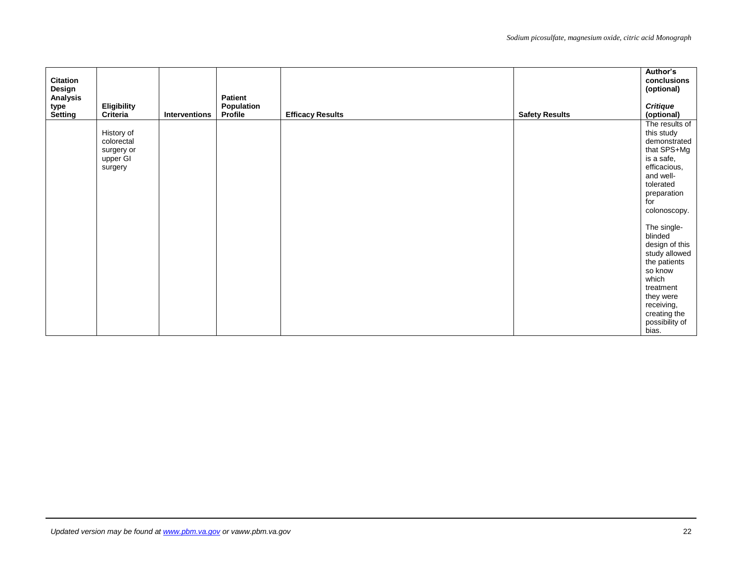| Citation Design Analysis type Setting | Eligibility Criteria | Interventions | Patient Population Profile | Efficacy Results | Safety Results | Author's conclusions (optional) *Critique* (optional) |
|---|---|---|---|---|---|---|
| | History of colorectal surgery or upper GI surgery | | | | | The results of this study demonstrated that SPS+Mg is a safe, efficacious, and well-tolerated preparation for colonoscopy. The single-blinded design of this study allowed the patients so know which treatment they were receiving, creating the possibility of bias. |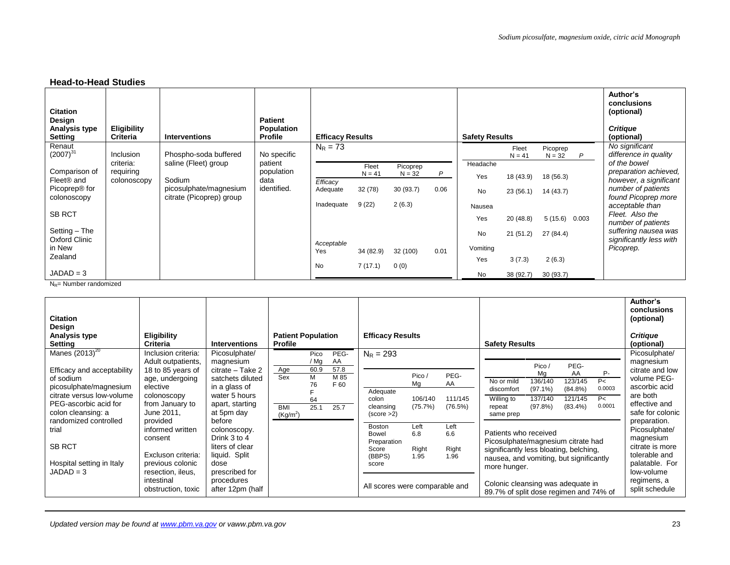### Head-to-Head Studies

| Citation<br>Design<br>Analysis type<br>Setting | Eligibility Criteria | Interventions | Patient Population Profile | Efficacy Results | Safety Results | Author's conclusions (optional)<br><br>*Critique (optional)* |
|---|---|---|---|---|---|---|
| Renaut (2007)[31]<br><br>Comparison of Fleet® and Picoprep® for colonoscopy<br><br>SB RCT<br><br>Setting – The Oxford Clinic in New Zealand<br><br>JADAD = 3 | Inclusion criteria: requiring colonoscopy | Phospho-soda buffered saline (Fleet) group<br><br>Sodium picosulphate/magnesium citrate (Picoprep) group | No specific patient population data identified. | $N_R$ = 73<br><br>(Fleet N = 41 / Picoprep N = 32 / P)<br>*Efficacy*<br>Adequate: 32 (78) / 30 (93.7) / 0.06<br>Inadequate: 9 (22) / 2 (6.3)<br><br>*Acceptable*<br>Yes: 34 (82.9) / 32 (100) / 0.01<br>No: 7 (17.1) / 0 (0) | (Fleet N = 41 / Picoprep N = 32 / P)<br>Headache<br>Yes: 18 (43.9) / 18 (56.3)<br>No: 23 (56.1) / 14 (43.7)<br>Nausea<br>Yes: 20 (48.8) / 5 (15.6) / 0.003<br>No: 21 (51.2) / 27 (84.4)<br>Vomiting<br>Yes: 3 (7.3) / 2 (6.3)<br>No: 38 (92.7) / 30 (93.7) | *No significant difference in quality of the bowel preparation achieved, however, a significant number of patients found Picoprep more acceptable than Fleet. Also the number of patients suffering nausea was significantly less with Picoprep.* |

$N_R$= Number randomized

| Citation<br>Design<br>Analysis type<br>Setting | Eligibility Criteria | Interventions | Patient Population Profile | Efficacy Results | Safety Results | Author's conclusions (optional)<br><br>*Critique (optional)* |
|---|---|---|---|---|---|---|
| Manes (2013)[20]<br><br>Efficacy and acceptability of sodium picosulphate/magnesium citrate versus low-volume PEG-ascorbic acid for colon cleansing: a randomized controlled trial<br><br>SB RCT<br><br>Hospital setting in Italy<br>JADAD = 3 | Inclusion criteria: Adult outpatients, 18 to 85 years of age, undergoing elective colonoscopy from January to June 2011, provided informed written consent<br><br>Excluson criteria: previous colonic resection, ileus, intestinal obstruction, toxic | Picosulphate/ magnesium citrate – Take 2 satchets diluted in a glass of water 5 hours apart, starting at 5pm day before colonoscopy. Drink 3 to 4 liters of clear liquid. Split dose prescribed for procedures after 12pm (half | (Pico / Mg / PEG-AA)<br>Age: 60.9 / 57.8<br>Sex: M 76 F 64 / M 85 F 60<br>BMI (Kg/m²): 25.1 / 25.7 | $N_R$ = 293<br><br>(Pico / Mg / PEG-AA)<br>Adequate colon cleansing (score >2): 106/140 (75.7%) / 111/145 (76.5%)<br>Boston Bowel Preparation Score (BBPS) score: Left 6.8, Right 1.95 / Left 6.6, Right 1.96<br><br>All scores were comparable and | (Pico / Mg / PEG-AA / P-)<br>No or mild discomfort: 136/140 (97.1%) / 123/145 (84.8%) / P< 0.0003<br>Willing to repeat same prep: 137/140 (97.8%) / 121/145 (83.4%) / P< 0.0001<br><br>Patients who received Picosulphate/magnesium citrate had significantly less bloating, belching, nausea, and vomiting, but significantly more hunger.<br><br>Colonic cleansing was adequate in 89.7% of split dose regimen and 74% of | Picosulphate/ magnesium citrate and low volume PEG-ascorbic acid are both effective and safe for colonic preparation. Picosulphate/ magnesium citrate is more tolerable and palatable. For low-volume regimens, a split schedule |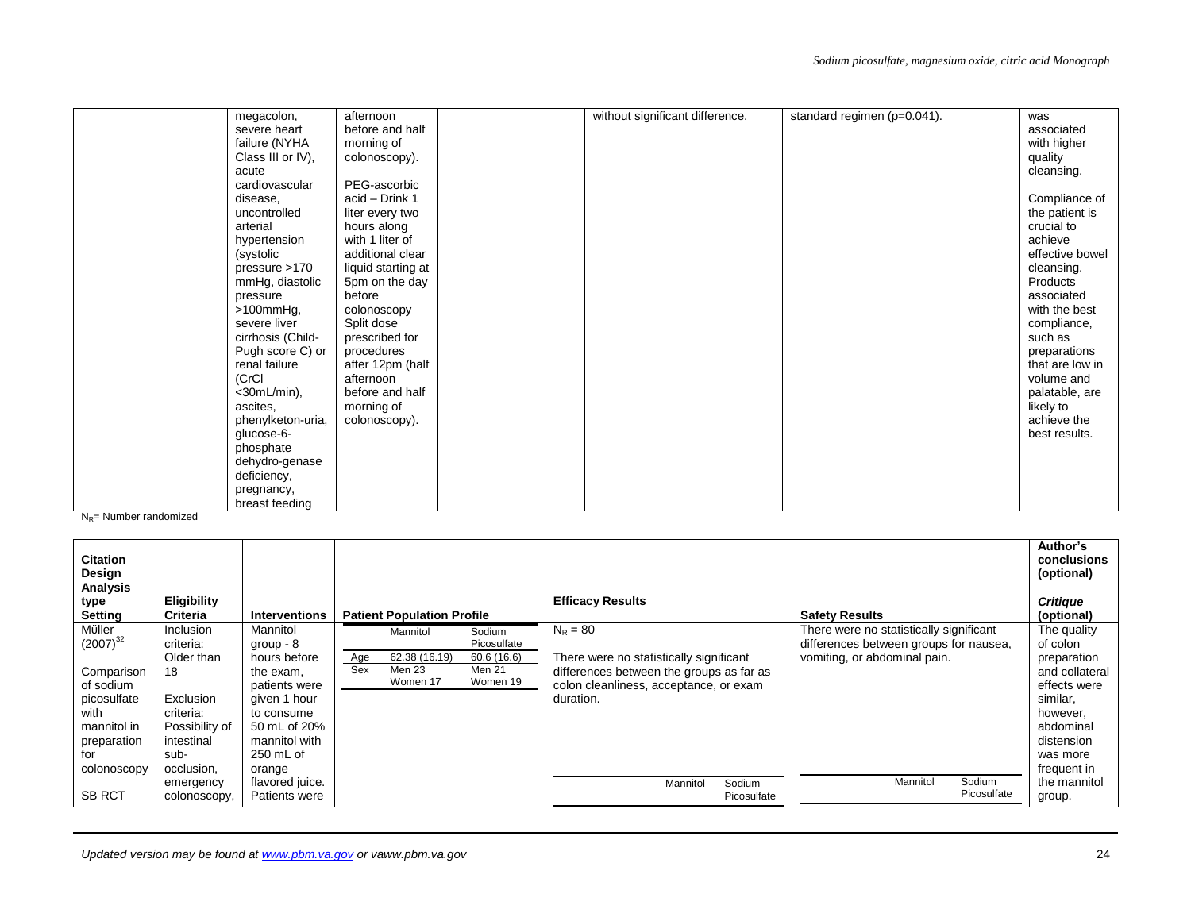| | | | | | | |
|---|---|---|---|---|---|---|
| | megacolon, severe heart failure (NYHA Class III or IV), acute cardiovascular disease, uncontrolled arterial hypertension (systolic pressure >170 mmHg, diastolic pressure >100mmHg, severe liver cirrhosis (Child-Pugh score C) or renal failure (CrCl <30mL/min), ascites, phenylketon-uria, glucose-6-phosphate dehydro-genase deficiency, pregnancy, breast feeding | afternoon before and half morning of colonoscopy).<br><br>PEG-ascorbic acid – Drink 1 liter every two hours along with 1 liter of additional clear liquid starting at 5pm on the day before colonoscopy Split dose prescribed for procedures after 12pm (half afternoon before and half morning of colonoscopy). | | without significant difference. | standard regimen (p=0.041). | was associated with higher quality cleansing.<br><br>Compliance of the patient is crucial to achieve effective bowel cleansing. Products associated with the best compliance, such as preparations that are low in volume and palatable, are likely to achieve the best results. |

$N_R$= Number randomized

| Citation<br>Design<br>Analysis type<br>Setting | Eligibility Criteria | Interventions | Patient Population Profile | Efficacy Results | Safety Results | Author's conclusions (optional)<br><br>*Critique (optional)* |
|---|---|---|---|---|---|---|
| Müller (2007)[32]<br><br>Comparison of sodium picosulfate with mannitol in preparation for colonoscopy<br><br>SB RCT | Inclusion criteria: Older than 18<br><br>Exclusion criteria: Possibility of intestinal sub-occlusion, emergency colonoscopy, | Mannitol group - 8 hours before the exam, patients were given 1 hour to consume 50 mL of 20% mannitol with 250 mL of orange flavored juice. Patients were | (Mannitol / Sodium Picosulfate)<br>Age: 62.38 (16.19) / 60.6 (16.6)<br>Sex: Men 23, Women 17 / Men 21, Women 19 | $N_R$ = 80<br><br>There were no statistically significant differences between the groups as far as colon cleanliness, acceptance, or exam duration.<br><br>Mannitol / Sodium Picosulfate | There were no statistically significant differences between groups for nausea, vomiting, or abdominal pain.<br><br>Mannitol / Sodium Picosulfate | The quality of colon preparation and collateral effects were similar, however, abdominal distension was more frequent in the mannitol group. |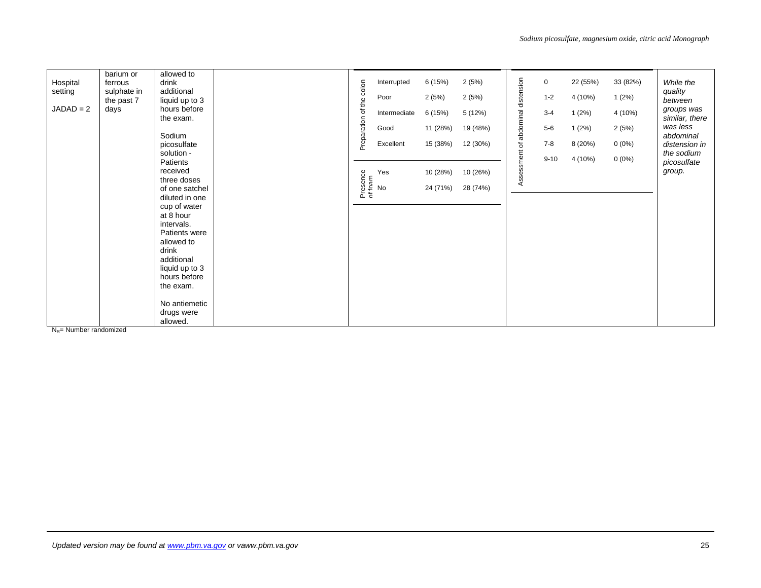| | | | | | | | | | | |
|---|---|---|---|---|---|---|---|---|---|---|
| Hospital setting<br><br>JADAD = 2 | barium or ferrous sulphate in the past 7 days | allowed to drink additional liquid up to 3 hours before the exam.<br><br>Sodium picosulfate solution - Patients received three doses of one satchel diluted in one cup of water at 8 hour intervals. Patients were allowed to drink additional liquid up to 3 hours before the exam.<br><br>No antiemetic drugs were allowed. | | Preparation of the colon | | | Assessment of abdominal distension | | | *While the quality between groups was similar, there was less abdominal distension in the sodium picosulfate group.* |
| | | | | Interrupted | 6 (15%) | 2 (5%) | 0 | 22 (55%) | 33 (82%) | |
| | | | | Poor | 2 (5%) | 2 (5%) | 1-2 | 4 (10%) | 1 (2%) | |
| | | | | Intermediate | 6 (15%) | 5 (12%) | 3-4 | 1 (2%) | 4 (10%) | |
| | | | | Good | 11 (28%) | 19 (48%) | 5-6 | 1 (2%) | 2 (5%) | |
| | | | | Excellent | 15 (38%) | 12 (30%) | 7-8 | 8 (20%) | 0 (0%) | |
| | | | | | | | 9-10 | 4 (10%) | 0 (0%) | |
| | | | | Presence of foam | | | | | | |
| | | | | Yes | 10 (28%) | 10 (26%) | | | | |
| | | | | No | 24 (71%) | 28 (74%) | | | | |

$N_R$= Number randomized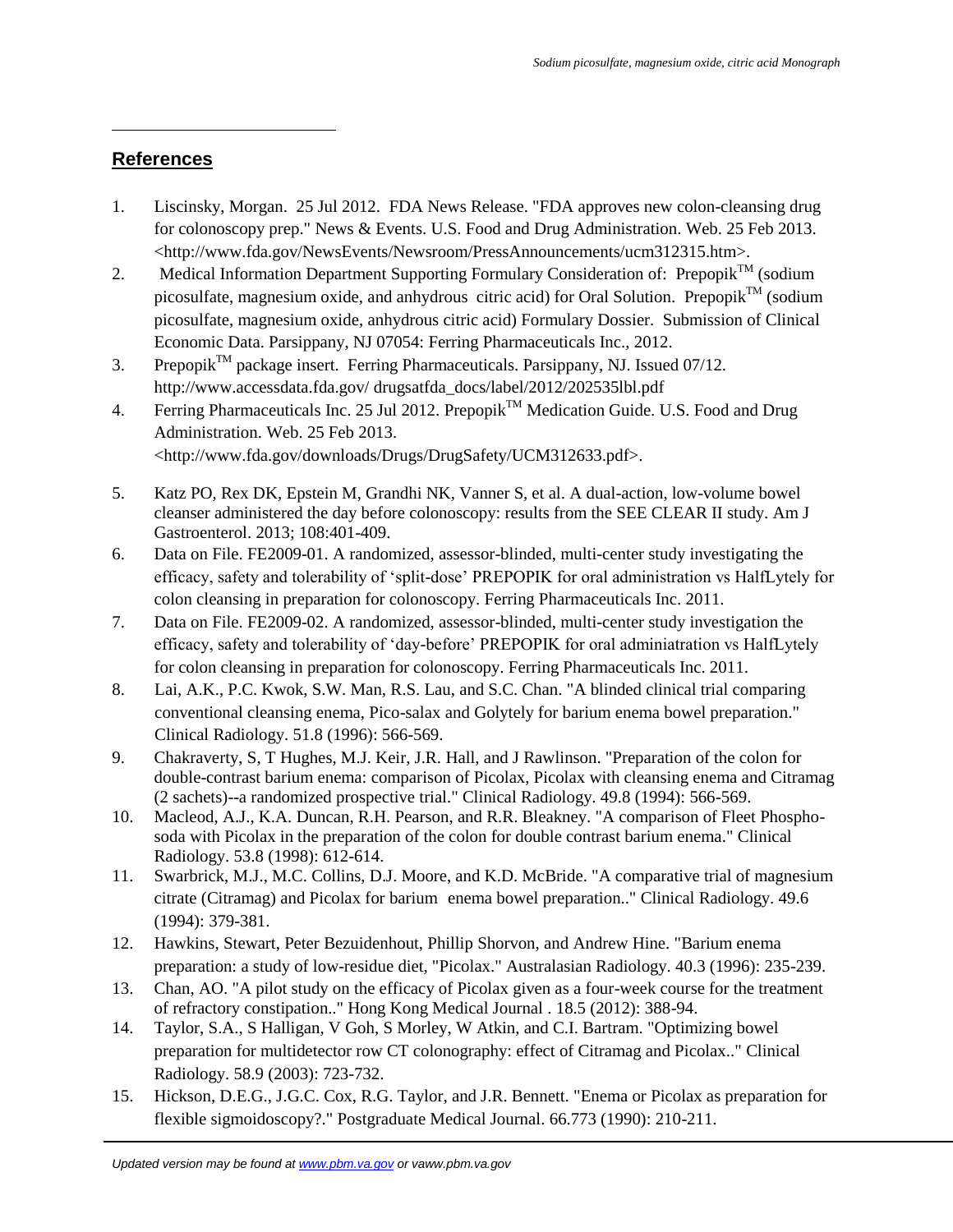## References

1. Liscinsky, Morgan. 25 Jul 2012. FDA News Release. "FDA approves new colon-cleansing drug for colonoscopy prep." News & Events. U.S. Food and Drug Administration. Web. 25 Feb 2013. <http://www.fda.gov/NewsEvents/Newsroom/PressAnnouncements/ucm312315.htm>.
2. Medical Information Department Supporting Formulary Consideration of: Prepopik™ (sodium picosulfate, magnesium oxide, and anhydrous citric acid) for Oral Solution. Prepopik™ (sodium picosulfate, magnesium oxide, anhydrous citric acid) Formulary Dossier. Submission of Clinical Economic Data. Parsippany, NJ 07054: Ferring Pharmaceuticals Inc., 2012.
3. Prepopik™ package insert. Ferring Pharmaceuticals. Parsippany, NJ. Issued 07/12. http://www.accessdata.fda.gov/ drugsatfda_docs/label/2012/202535lbl.pdf
4. Ferring Pharmaceuticals Inc. 25 Jul 2012. Prepopik™ Medication Guide. U.S. Food and Drug Administration. Web. 25 Feb 2013. <http://www.fda.gov/downloads/Drugs/DrugSafety/UCM312633.pdf>.
5. Katz PO, Rex DK, Epstein M, Grandhi NK, Vanner S, et al. A dual-action, low-volume bowel cleanser administered the day before colonoscopy: results from the SEE CLEAR II study. Am J Gastroenterol. 2013; 108:401-409.
6. Data on File. FE2009-01. A randomized, assessor-blinded, multi-center study investigating the efficacy, safety and tolerability of 'split-dose' PREPOPIK for oral administration vs HalfLytely for colon cleansing in preparation for colonoscopy. Ferring Pharmaceuticals Inc. 2011.
7. Data on File. FE2009-02. A randomized, assessor-blinded, multi-center study investigation the efficacy, safety and tolerability of 'day-before' PREPOPIK for oral adminiatration vs HalfLytely for colon cleansing in preparation for colonoscopy. Ferring Pharmaceuticals Inc. 2011.
8. Lai, A.K., P.C. Kwok, S.W. Man, R.S. Lau, and S.C. Chan. "A blinded clinical trial comparing conventional cleansing enema, Pico-salax and Golytely for barium enema bowel preparation." Clinical Radiology. 51.8 (1996): 566-569.
9. Chakraverty, S, T Hughes, M.J. Keir, J.R. Hall, and J Rawlinson. "Preparation of the colon for double-contrast barium enema: comparison of Picolax, Picolax with cleansing enema and Citramag (2 sachets)--a randomized prospective trial." Clinical Radiology. 49.8 (1994): 566-569.
10. Macleod, A.J., K.A. Duncan, R.H. Pearson, and R.R. Bleakney. "A comparison of Fleet Phospho-soda with Picolax in the preparation of the colon for double contrast barium enema." Clinical Radiology. 53.8 (1998): 612-614.
11. Swarbrick, M.J., M.C. Collins, D.J. Moore, and K.D. McBride. "A comparative trial of magnesium citrate (Citramag) and Picolax for barium enema bowel preparation.." Clinical Radiology. 49.6 (1994): 379-381.
12. Hawkins, Stewart, Peter Bezuidenhout, Phillip Shorvon, and Andrew Hine. "Barium enema preparation: a study of low-residue diet, "Picolax." Australasian Radiology. 40.3 (1996): 235-239.
13. Chan, AO. "A pilot study on the efficacy of Picolax given as a four-week course for the treatment of refractory constipation.." Hong Kong Medical Journal . 18.5 (2012): 388-94.
14. Taylor, S.A., S Halligan, V Goh, S Morley, W Atkin, and C.I. Bartram. "Optimizing bowel preparation for multidetector row CT colonography: effect of Citramag and Picolax.." Clinical Radiology. 58.9 (2003): 723-732.
15. Hickson, D.E.G., J.G.C. Cox, R.G. Taylor, and J.R. Bennett. "Enema or Picolax as preparation for flexible sigmoidoscopy?." Postgraduate Medical Journal. 66.773 (1990): 210-211.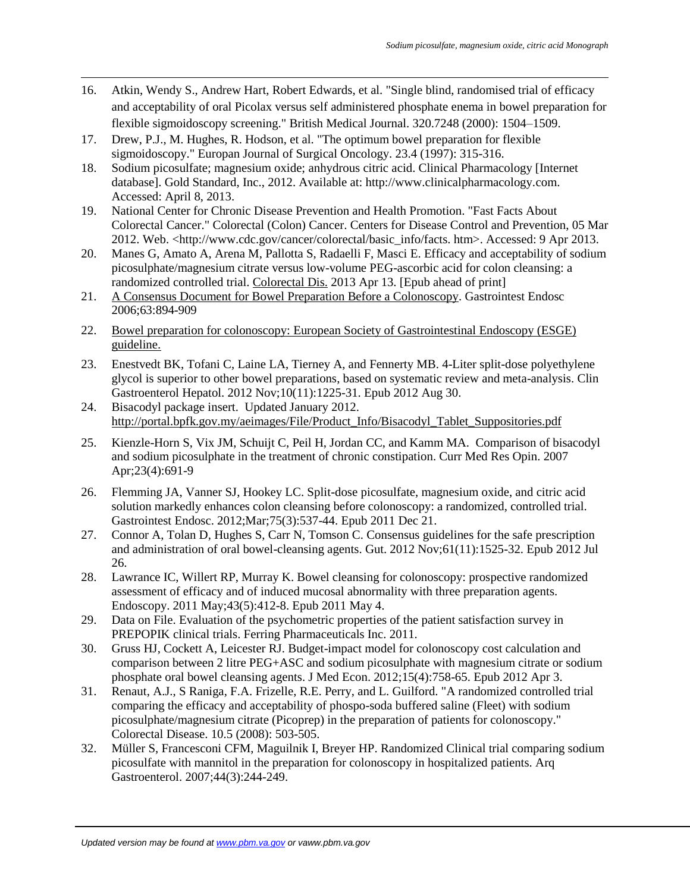16. Atkin, Wendy S., Andrew Hart, Robert Edwards, et al. "Single blind, randomised trial of efficacy and acceptability of oral Picolax versus self administered phosphate enema in bowel preparation for flexible sigmoidoscopy screening." British Medical Journal. 320.7248 (2000): 1504–1509.
17. Drew, P.J., M. Hughes, R. Hodson, et al. "The optimum bowel preparation for flexible sigmoidoscopy." Europan Journal of Surgical Oncology. 23.4 (1997): 315-316.
18. Sodium picosulfate; magnesium oxide; anhydrous citric acid. Clinical Pharmacology [Internet database]. Gold Standard, Inc., 2012. Available at: http://www.clinicalpharmacology.com. Accessed: April 8, 2013.
19. National Center for Chronic Disease Prevention and Health Promotion. "Fast Facts About Colorectal Cancer." Colorectal (Colon) Cancer. Centers for Disease Control and Prevention, 05 Mar 2012. Web. <http://www.cdc.gov/cancer/colorectal/basic_info/facts. htm>. Accessed: 9 Apr 2013.
20. Manes G, Amato A, Arena M, Pallotta S, Radaelli F, Masci E. Efficacy and acceptability of sodium picosulphate/magnesium citrate versus low-volume PEG-ascorbic acid for colon cleansing: a randomized controlled trial. Colorectal Dis. 2013 Apr 13. [Epub ahead of print]
21. A Consensus Document for Bowel Preparation Before a Colonoscopy. Gastrointest Endosc 2006;63:894-909
22. Bowel preparation for colonoscopy: European Society of Gastrointestinal Endoscopy (ESGE) guideline.
23. Enestvedt BK, Tofani C, Laine LA, Tierney A, and Fennerty MB. 4-Liter split-dose polyethylene glycol is superior to other bowel preparations, based on systematic review and meta-analysis. Clin Gastroenterol Hepatol. 2012 Nov;10(11):1225-31. Epub 2012 Aug 30.
24. Bisacodyl package insert. Updated January 2012. http://portal.bpfk.gov.my/aeimages/File/Product_Info/Bisacodyl_Tablet_Suppositories.pdf
25. Kienzle-Horn S, Vix JM, Schuijt C, Peil H, Jordan CC, and Kamm MA. Comparison of bisacodyl and sodium picosulphate in the treatment of chronic constipation. Curr Med Res Opin. 2007 Apr;23(4):691-9
26. Flemming JA, Vanner SJ, Hookey LC. Split-dose picosulfate, magnesium oxide, and citric acid solution markedly enhances colon cleansing before colonoscopy: a randomized, controlled trial. Gastrointest Endosc. 2012;Mar;75(3):537-44. Epub 2011 Dec 21.
27. Connor A, Tolan D, Hughes S, Carr N, Tomson C. Consensus guidelines for the safe prescription and administration of oral bowel-cleansing agents. Gut. 2012 Nov;61(11):1525-32. Epub 2012 Jul 26.
28. Lawrance IC, Willert RP, Murray K. Bowel cleansing for colonoscopy: prospective randomized assessment of efficacy and of induced mucosal abnormality with three preparation agents. Endoscopy. 2011 May;43(5):412-8. Epub 2011 May 4.
29. Data on File. Evaluation of the psychometric properties of the patient satisfaction survey in PREPOPIK clinical trials. Ferring Pharmaceuticals Inc. 2011.
30. Gruss HJ, Cockett A, Leicester RJ. Budget-impact model for colonoscopy cost calculation and comparison between 2 litre PEG+ASC and sodium picosulphate with magnesium citrate or sodium phosphate oral bowel cleansing agents. J Med Econ. 2012;15(4):758-65. Epub 2012 Apr 3.
31. Renaut, A.J., S Raniga, F.A. Frizelle, R.E. Perry, and L. Guilford. "A randomized controlled trial comparing the efficacy and acceptability of phospo-soda buffered saline (Fleet) with sodium picosulphate/magnesium citrate (Picoprep) in the preparation of patients for colonoscopy." Colorectal Disease. 10.5 (2008): 503-505.
32. Müller S, Francesconi CFM, Maguilnik I, Breyer HP. Randomized Clinical trial comparing sodium picosulfate with mannitol in the preparation for colonoscopy in hospitalized patients. Arq Gastroenterol. 2007;44(3):244-249.